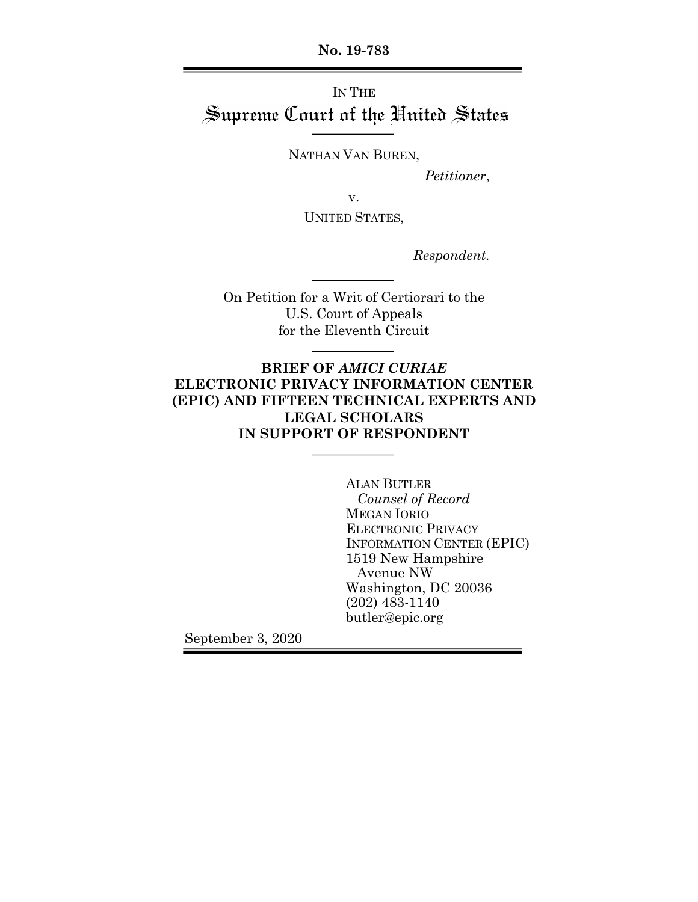No. 19-783

IN THE
# Supreme Court of the United States

NATHAN VAN BUREN,

*Petitioner*,

v.

UNITED STATES,

*Respondent.*

On Petition for a Writ of Certiorari to the U.S. Court of Appeals for the Eleventh Circuit

**BRIEF OF *AMICI CURIAE* ELECTRONIC PRIVACY INFORMATION CENTER (EPIC) AND FIFTEEN TECHNICAL EXPERTS AND LEGAL SCHOLARS IN SUPPORT OF RESPONDENT**

ALAN BUTLER
*Counsel of Record*
MEGAN IORIO
ELECTRONIC PRIVACY INFORMATION CENTER (EPIC)
1519 New Hampshire Avenue NW
Washington, DC 20036
(202) 483-1140
butler@epic.org

September 3, 2020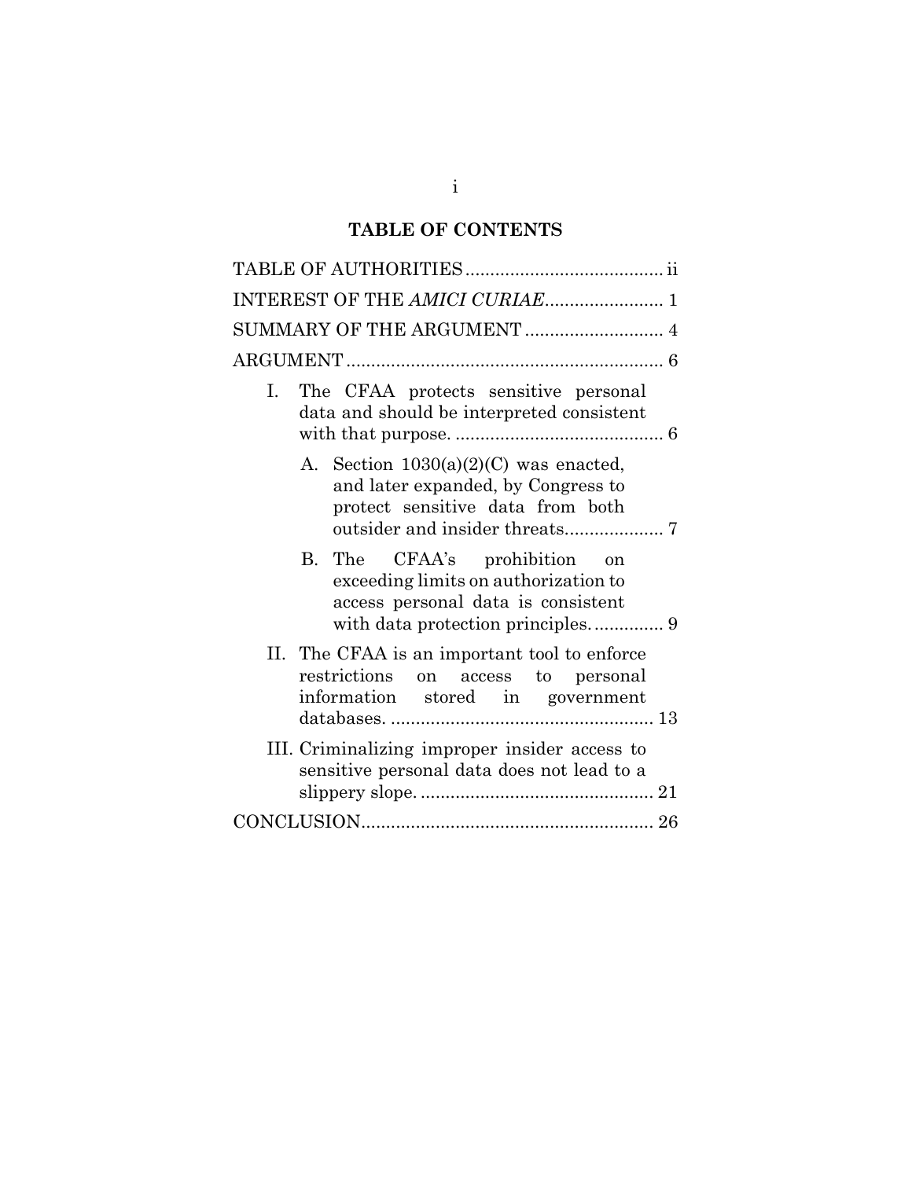## TABLE OF CONTENTS

TABLE OF AUTHORITIES ........................................ ii

INTEREST OF THE *AMICI CURIAE* ........................ 1

SUMMARY OF THE ARGUMENT ............................ 4

ARGUMENT ................................................................ 6

I. The CFAA protects sensitive personal data and should be interpreted consistent with that purpose. .......................................... 6

   A. Section 1030(a)(2)(C) was enacted, and later expanded, by Congress to protect sensitive data from both outsider and insider threats.................... 7

   B. The CFAA's prohibition on exceeding limits on authorization to access personal data is consistent with data protection principles. .............. 9

II. The CFAA is an important tool to enforce restrictions on access to personal information stored in government databases. ..................................................... 13

III. Criminalizing improper insider access to sensitive personal data does not lead to a slippery slope. ............................................... 21

CONCLUSION........................................................... 26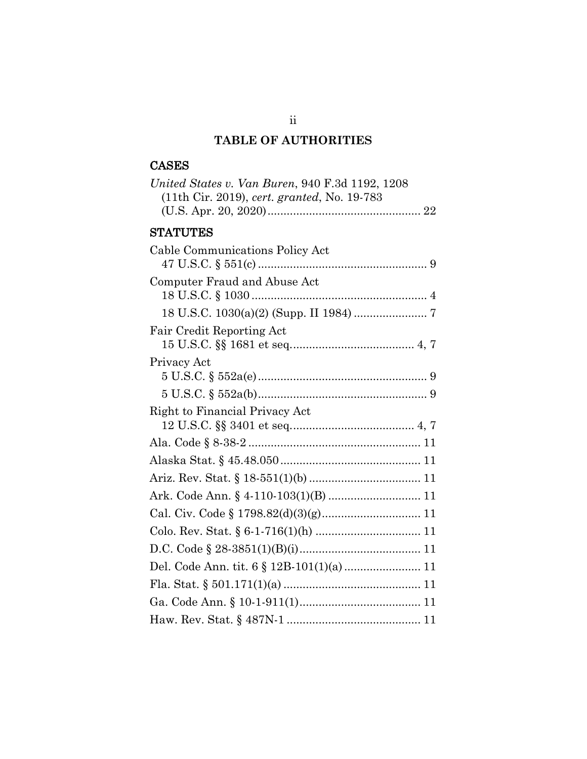## TABLE OF AUTHORITIES

### CASES

*United States v. Van Buren*, 940 F.3d 1192, 1208 (11th Cir. 2019), *cert. granted*, No. 19-783 (U.S. Apr. 20, 2020) ............................................... 22

### STATUTES

Cable Communications Policy Act
47 U.S.C. § 551(c) .................................................... 9

Computer Fraud and Abuse Act
18 U.S.C. § 1030 ...................................................... 4

18 U.S.C. 1030(a)(2) (Supp. II 1984) ....................... 7

Fair Credit Reporting Act
15 U.S.C. §§ 1681 et seq....................................... 4, 7

Privacy Act
5 U.S.C. § 552a(e) .................................................... 9

5 U.S.C. § 552a(b) .................................................... 9

Right to Financial Privacy Act
12 U.S.C. §§ 3401 et seq....................................... 4, 7

Ala. Code § 8-38-2 ..................................................... 11

Alaska Stat. § 45.48.050 ........................................... 11

Ariz. Rev. Stat. § 18-551(1)(b) .................................. 11

Ark. Code Ann. § 4-110-103(1)(B) ............................ 11

Cal. Civ. Code § 1798.82(d)(3)(g) .............................. 11

Colo. Rev. Stat. § 6-1-716(1)(h) ................................ 11

D.C. Code § 28-3851(1)(B)(i) ..................................... 11

Del. Code Ann. tit. 6 § 12B-101(1)(a) ....................... 11

Fla. Stat. § 501.171(1)(a) .......................................... 11

Ga. Code Ann. § 10-1-911(1) ..................................... 11

Haw. Rev. Stat. § 487N-1 .......................................... 11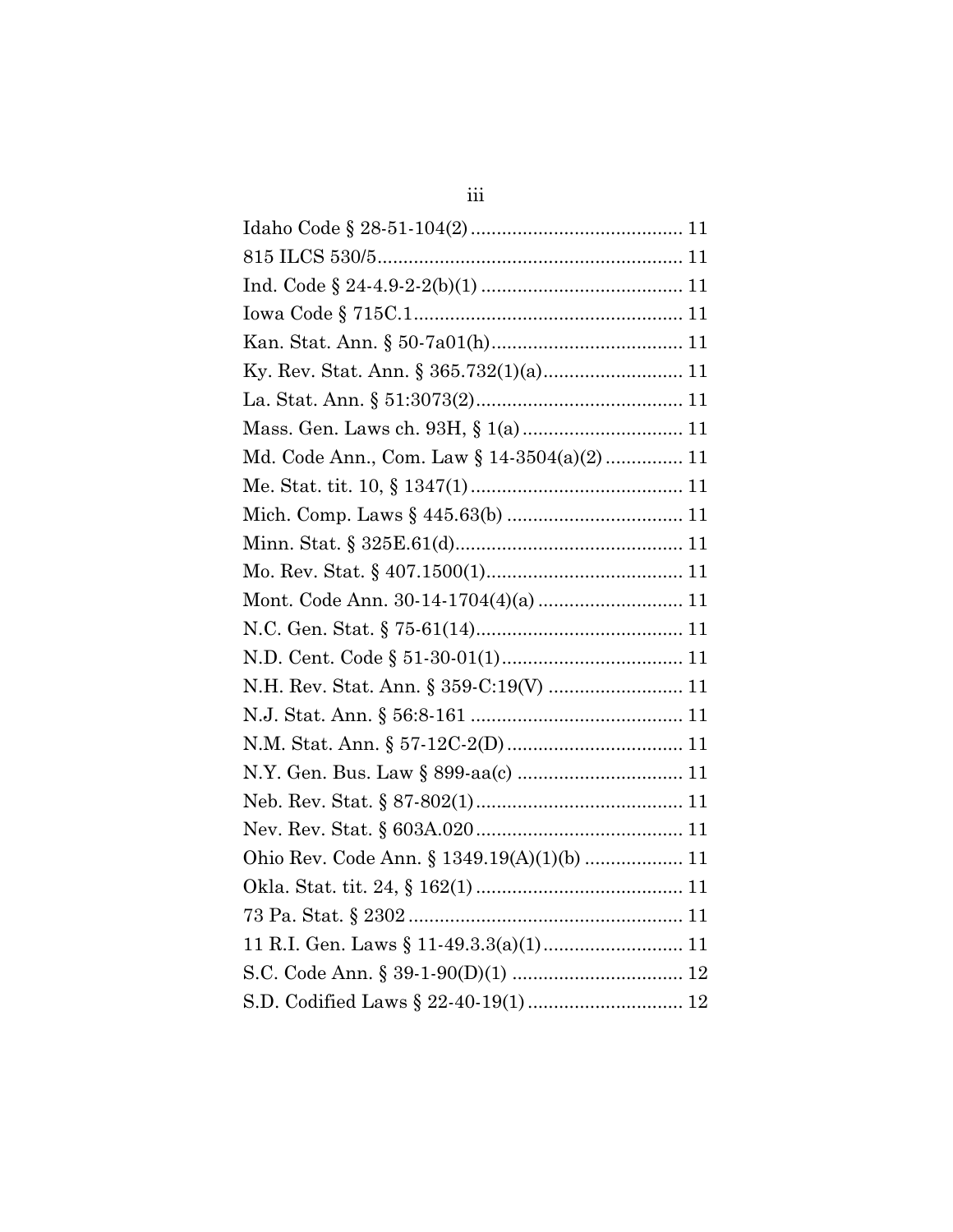Idaho Code § 28-51-104(2) ........................................ 11
815 ILCS 530/5 .......................................................... 11
Ind. Code § 24-4.9-2-2(b)(1) ...................................... 11
Iowa Code § 715C.1 ................................................... 11
Kan. Stat. Ann. § 50-7a01(h) .................................... 11
Ky. Rev. Stat. Ann. § 365.732(1)(a) .......................... 11
La. Stat. Ann. § 51:3073(2) ....................................... 11
Mass. Gen. Laws ch. 93H, § 1(a) .............................. 11
Md. Code Ann., Com. Law § 14-3504(a)(2) .............. 11
Me. Stat. tit. 10, § 1347(1) ........................................ 11
Mich. Comp. Laws § 445.63(b) ................................. 11
Minn. Stat. § 325E.61(d) ........................................... 11
Mo. Rev. Stat. § 407.1500(1) ..................................... 11
Mont. Code Ann. 30-14-1704(4)(a) ........................... 11
N.C. Gen. Stat. § 75-61(14) ....................................... 11
N.D. Cent. Code § 51-30-01(1) .................................. 11
N.H. Rev. Stat. Ann. § 359-C:19(V) ......................... 11
N.J. Stat. Ann. § 56:8-161 ........................................ 11
N.M. Stat. Ann. § 57-12C-2(D) ................................. 11
N.Y. Gen. Bus. Law § 899-aa(c) ............................... 11
Neb. Rev. Stat. § 87-802(1) ....................................... 11
Nev. Rev. Stat. § 603A.020 ....................................... 11
Ohio Rev. Code Ann. § 1349.19(A)(1)(b) .................. 11
Okla. Stat. tit. 24, § 162(1) ....................................... 11
73 Pa. Stat. § 2302 .................................................... 11
11 R.I. Gen. Laws § 11-49.3.3(a)(1) .......................... 11
S.C. Code Ann. § 39-1-90(D)(1) ................................ 12
S.D. Codified Laws § 22-40-19(1) ............................. 12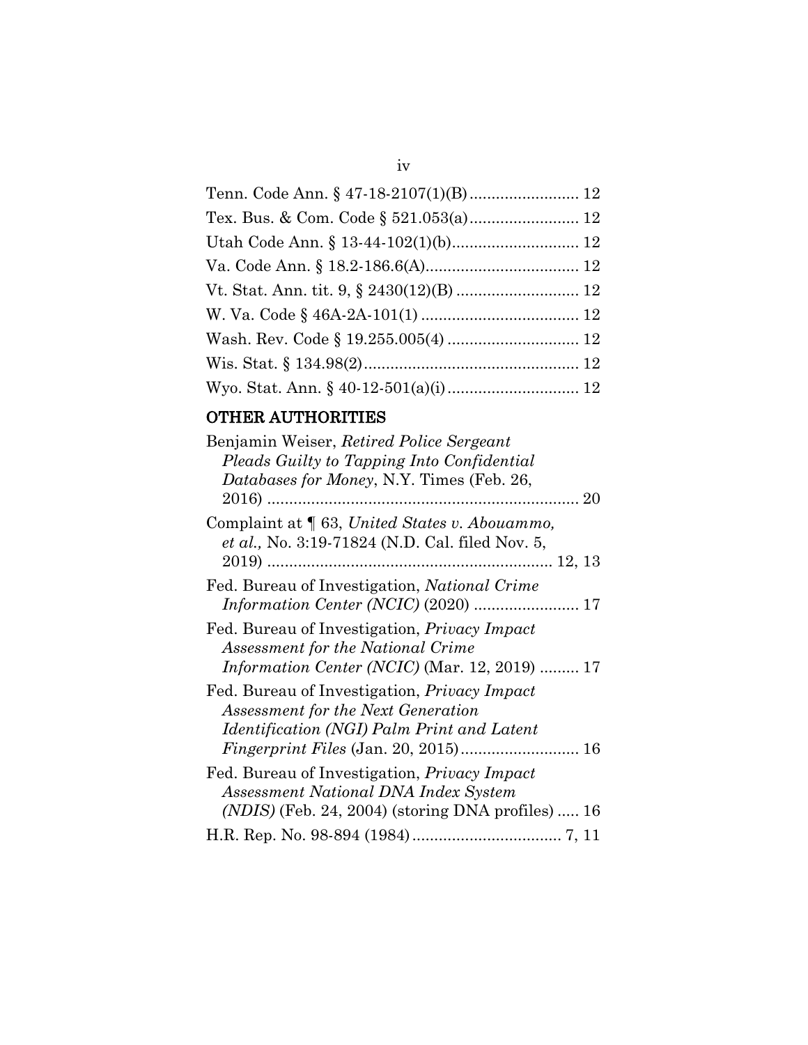Tenn. Code Ann. § 47-18-2107(1)(B) ......................... 12

Tex. Bus. & Com. Code § 521.053(a) ......................... 12

Utah Code Ann. § 13-44-102(1)(b) ............................. 12

Va. Code Ann. § 18.2-186.6(A) ................................... 12

Vt. Stat. Ann. tit. 9, § 2430(12)(B) ............................ 12

W. Va. Code § 46A-2A-101(1) .................................... 12

Wash. Rev. Code § 19.255.005(4) .............................. 12

Wis. Stat. § 134.98(2) ................................................. 12

Wyo. Stat. Ann. § 40-12-501(a)(i) .............................. 12

## OTHER AUTHORITIES

Benjamin Weiser, *Retired Police Sergeant Pleads Guilty to Tapping Into Confidential Databases for Money*, N.Y. Times (Feb. 26, 2016) ...................................................................... 20

Complaint at ¶ 63, *United States v. Abouammo, et al.,* No. 3:19-71824 (N.D. Cal. filed Nov. 5, 2019) ................................................................. 12, 13

Fed. Bureau of Investigation, *National Crime Information Center (NCIC)* (2020) ........................ 17

Fed. Bureau of Investigation, *Privacy Impact Assessment for the National Crime Information Center (NCIC)* (Mar. 12, 2019) ......... 17

Fed. Bureau of Investigation, *Privacy Impact Assessment for the Next Generation Identification (NGI) Palm Print and Latent Fingerprint Files* (Jan. 20, 2015)........................... 16

Fed. Bureau of Investigation, *Privacy Impact Assessment National DNA Index System (NDIS)* (Feb. 24, 2004) (storing DNA profiles) ..... 16

H.R. Rep. No. 98-894 (1984) .................................. 7, 11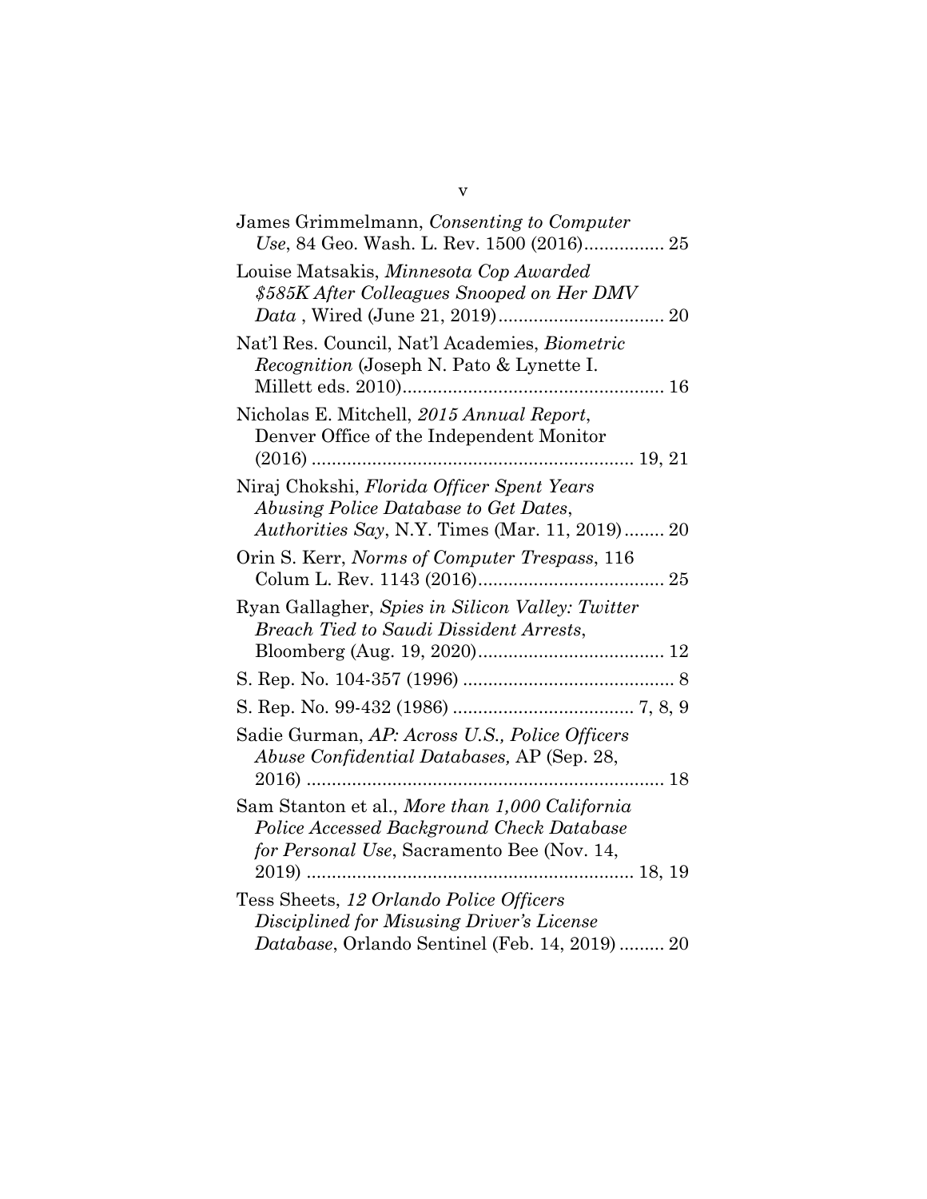James Grimmelmann, *Consenting to Computer Use*, 84 Geo. Wash. L. Rev. 1500 (2016)................ 25

Louise Matsakis, *Minnesota Cop Awarded $585K After Colleagues Snooped on Her DMV Data* , Wired (June 21, 2019)................................ 20

Nat'l Res. Council, Nat'l Academies, *Biometric Recognition* (Joseph N. Pato & Lynette I. Millett eds. 2010)................................................... 16

Nicholas E. Mitchell, *2015 Annual Report*, Denver Office of the Independent Monitor (2016) ............................................................... 19, 21

Niraj Chokshi, *Florida Officer Spent Years Abusing Police Database to Get Dates, Authorities Say*, N.Y. Times (Mar. 11, 2019)........ 20

Orin S. Kerr, *Norms of Computer Trespass*, 116 Colum L. Rev. 1143 (2016).................................... 25

Ryan Gallagher, *Spies in Silicon Valley: Twitter Breach Tied to Saudi Dissident Arrests*, Bloomberg (Aug. 19, 2020).................................... 12

S. Rep. No. 104-357 (1996) .......................................... 8

S. Rep. No. 99-432 (1986) ................................... 7, 8, 9

Sadie Gurman, *AP: Across U.S., Police Officers Abuse Confidential Databases,* AP (Sep. 28, 2016) ...................................................................... 18

Sam Stanton et al., *More than 1,000 California Police Accessed Background Check Database for Personal Use*, Sacramento Bee (Nov. 14, 2019) ............................................................... 18, 19

Tess Sheets, *12 Orlando Police Officers Disciplined for Misusing Driver's License Database*, Orlando Sentinel (Feb. 14, 2019) ......... 20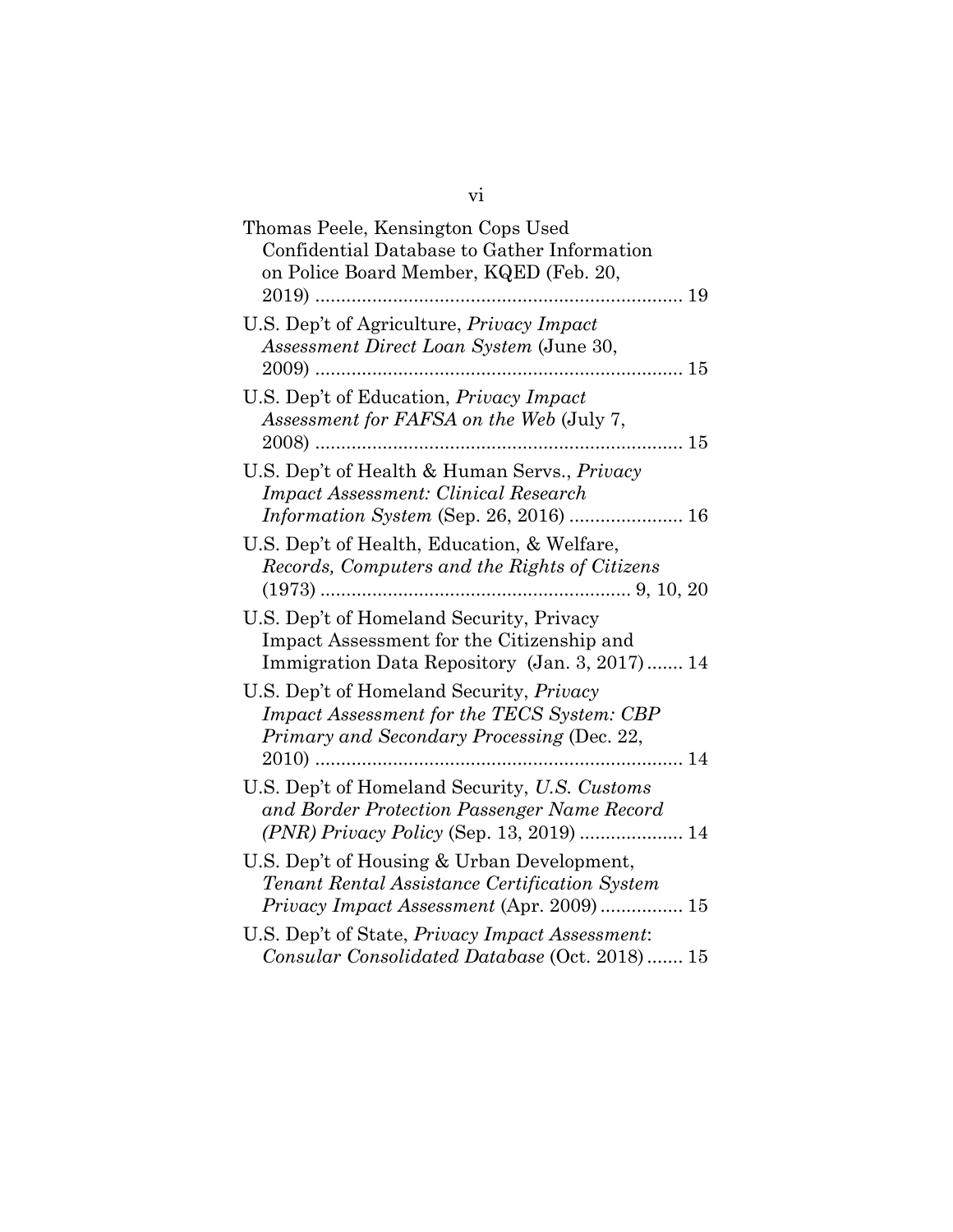Thomas Peele, Kensington Cops Used Confidential Database to Gather Information on Police Board Member, KQED (Feb. 20, 2019) ........................................................................ 19

U.S. Dep't of Agriculture, *Privacy Impact Assessment Direct Loan System* (June 30, 2009) ........................................................................ 15

U.S. Dep't of Education, *Privacy Impact Assessment for FAFSA on the Web* (July 7, 2008) ........................................................................ 15

U.S. Dep't of Health & Human Servs., *Privacy Impact Assessment: Clinical Research Information System* (Sep. 26, 2016) ...................... 16

U.S. Dep't of Health, Education, & Welfare, *Records, Computers and the Rights of Citizens* (1973) ............................................................ 9, 10, 20

U.S. Dep't of Homeland Security, Privacy Impact Assessment for the Citizenship and Immigration Data Repository (Jan. 3, 2017) ....... 14

U.S. Dep't of Homeland Security, *Privacy Impact Assessment for the TECS System: CBP Primary and Secondary Processing* (Dec. 22, 2010) ........................................................................ 14

U.S. Dep't of Homeland Security, *U.S. Customs and Border Protection Passenger Name Record (PNR) Privacy Policy* (Sep. 13, 2019) .................... 14

U.S. Dep't of Housing & Urban Development, *Tenant Rental Assistance Certification System Privacy Impact Assessment* (Apr. 2009) ................ 15

U.S. Dep't of State, *Privacy Impact Assessment*: *Consular Consolidated Database* (Oct. 2018) ....... 15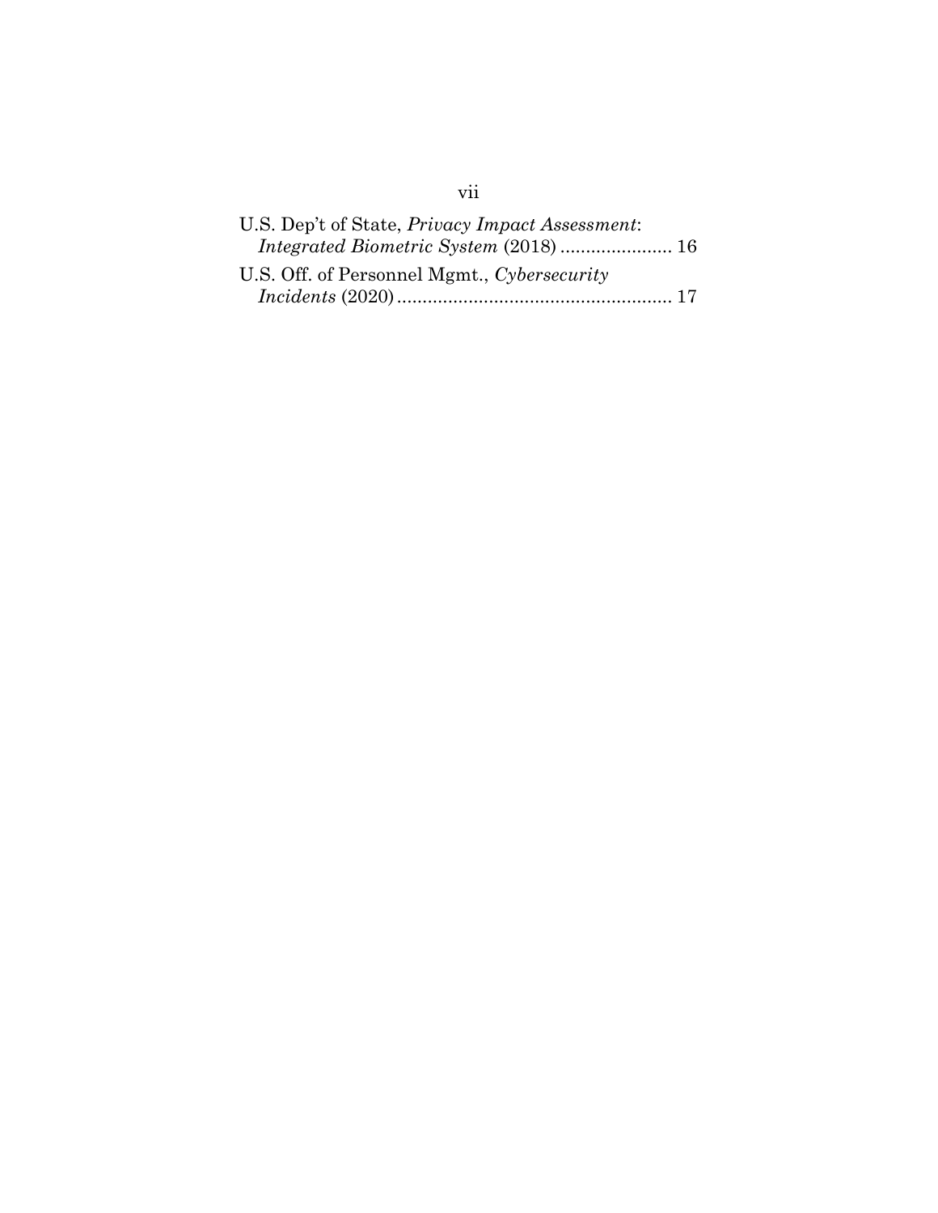U.S. Dep't of State, *Privacy Impact Assessment*: *Integrated Biometric System* (2018) ...................... 16

U.S. Off. of Personnel Mgmt., *Cybersecurity Incidents* (2020) ...................................................... 17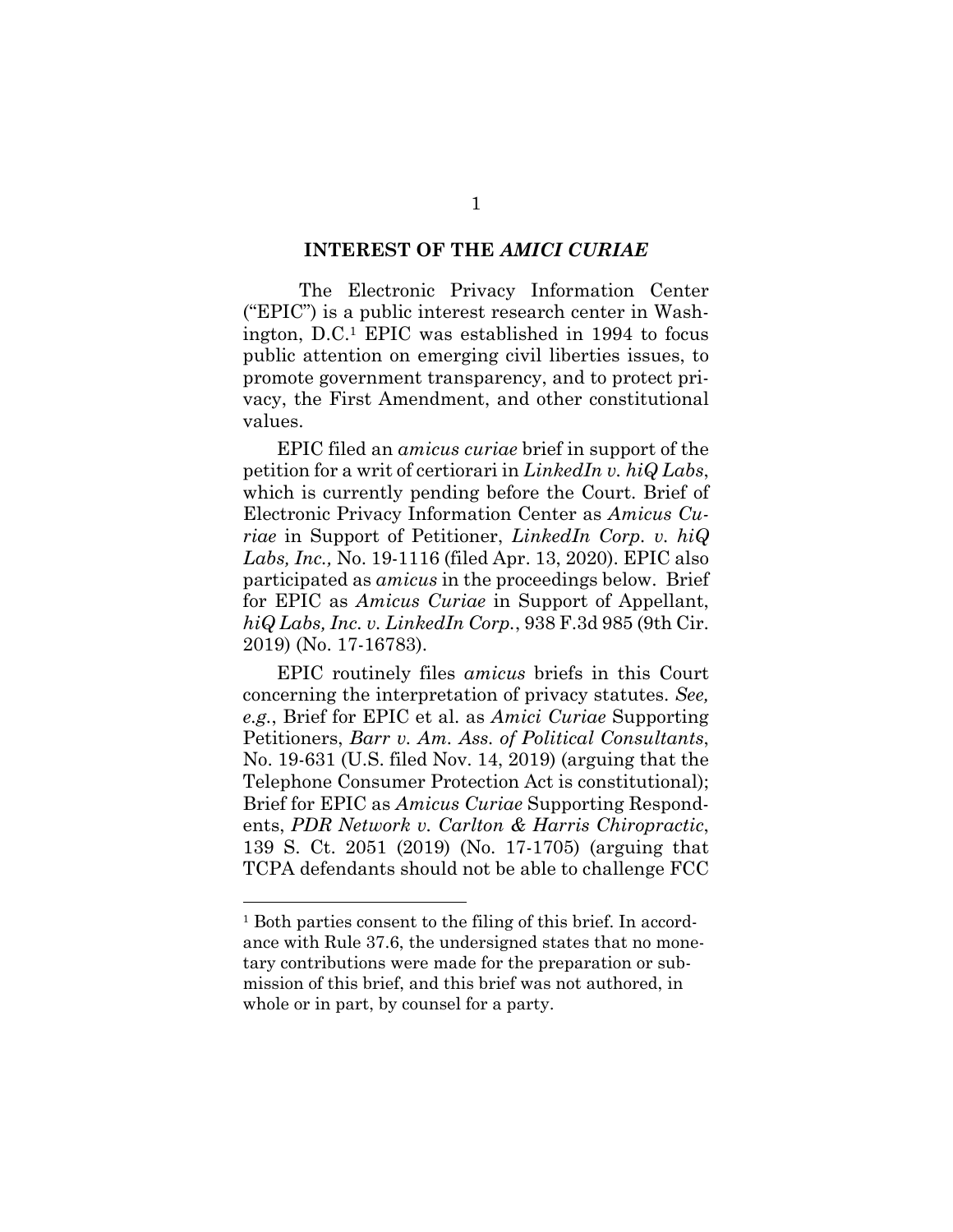## INTEREST OF THE *AMICI CURIAE*

The Electronic Privacy Information Center ("EPIC") is a public interest research center in Washington, D.C.[1] EPIC was established in 1994 to focus public attention on emerging civil liberties issues, to promote government transparency, and to protect privacy, the First Amendment, and other constitutional values.

EPIC filed an *amicus curiae* brief in support of the petition for a writ of certiorari in *LinkedIn v. hiQ Labs*, which is currently pending before the Court. Brief of Electronic Privacy Information Center as *Amicus Curiae* in Support of Petitioner, *LinkedIn Corp. v. hiQ Labs, Inc.,* No. 19-1116 (filed Apr. 13, 2020). EPIC also participated as *amicus* in the proceedings below. Brief for EPIC as *Amicus Curiae* in Support of Appellant, *hiQ Labs, Inc. v. LinkedIn Corp.*, 938 F.3d 985 (9th Cir. 2019) (No. 17-16783).

EPIC routinely files *amicus* briefs in this Court concerning the interpretation of privacy statutes. *See, e.g.*, Brief for EPIC et al. as *Amici Curiae* Supporting Petitioners, *Barr v. Am. Ass. of Political Consultants*, No. 19-631 (U.S. filed Nov. 14, 2019) (arguing that the Telephone Consumer Protection Act is constitutional); Brief for EPIC as *Amicus Curiae* Supporting Respondents, *PDR Network v. Carlton & Harris Chiropractic*, 139 S. Ct. 2051 (2019) (No. 17-1705) (arguing that TCPA defendants should not be able to challenge FCC

---

[1] Both parties consent to the filing of this brief. In accordance with Rule 37.6, the undersigned states that no monetary contributions were made for the preparation or submission of this brief, and this brief was not authored, in whole or in part, by counsel for a party.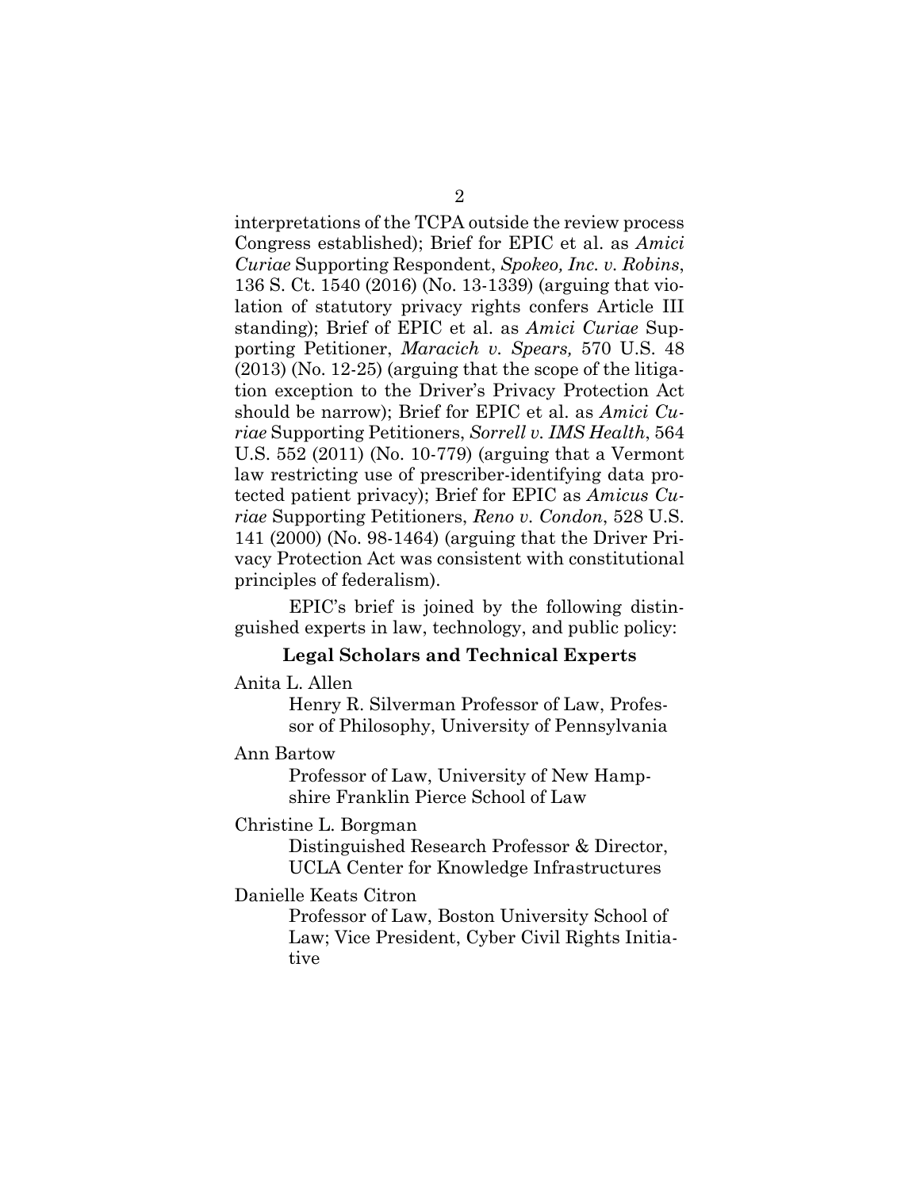interpretations of the TCPA outside the review process Congress established); Brief for EPIC et al. as *Amici Curiae* Supporting Respondent, *Spokeo, Inc. v. Robins*, 136 S. Ct. 1540 (2016) (No. 13-1339) (arguing that violation of statutory privacy rights confers Article III standing); Brief of EPIC et al. as *Amici Curiae* Supporting Petitioner, *Maracich v. Spears,* 570 U.S. 48 (2013) (No. 12-25) (arguing that the scope of the litigation exception to the Driver's Privacy Protection Act should be narrow); Brief for EPIC et al. as *Amici Curiae* Supporting Petitioners, *Sorrell v. IMS Health*, 564 U.S. 552 (2011) (No. 10-779) (arguing that a Vermont law restricting use of prescriber-identifying data protected patient privacy); Brief for EPIC as *Amicus Curiae* Supporting Petitioners, *Reno v. Condon*, 528 U.S. 141 (2000) (No. 98-1464) (arguing that the Driver Privacy Protection Act was consistent with constitutional principles of federalism).

EPIC's brief is joined by the following distinguished experts in law, technology, and public policy:

**Legal Scholars and Technical Experts**

Anita L. Allen
Henry R. Silverman Professor of Law, Professor of Philosophy, University of Pennsylvania

Ann Bartow
Professor of Law, University of New Hampshire Franklin Pierce School of Law

Christine L. Borgman
Distinguished Research Professor & Director, UCLA Center for Knowledge Infrastructures

Danielle Keats Citron
Professor of Law, Boston University School of Law; Vice President, Cyber Civil Rights Initiative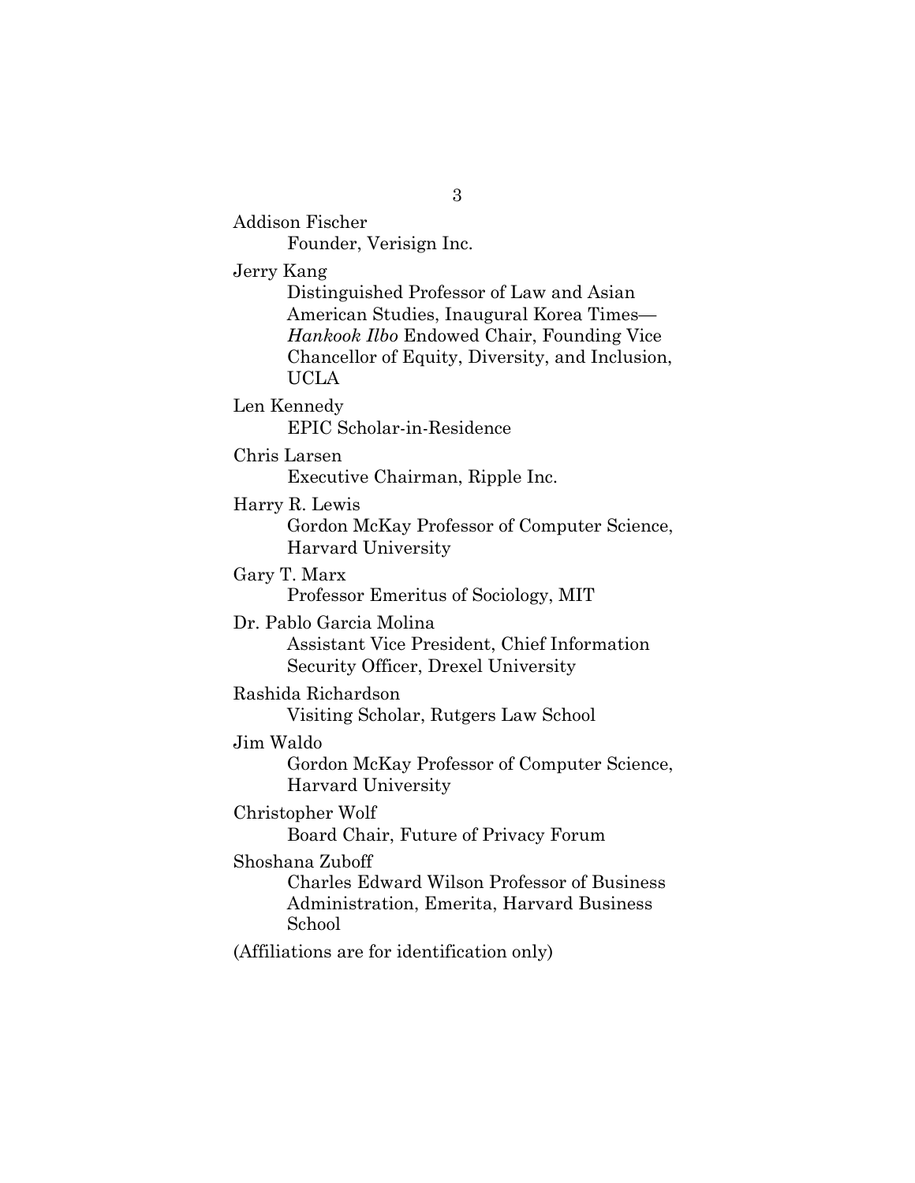Addison Fischer
Founder, Verisign Inc.

Jerry Kang
Distinguished Professor of Law and Asian American Studies, Inaugural Korea Times—*Hankook Ilbo* Endowed Chair, Founding Vice Chancellor of Equity, Diversity, and Inclusion, UCLA

Len Kennedy
EPIC Scholar-in-Residence

Chris Larsen
Executive Chairman, Ripple Inc.

Harry R. Lewis
Gordon McKay Professor of Computer Science, Harvard University

Gary T. Marx
Professor Emeritus of Sociology, MIT

Dr. Pablo Garcia Molina
Assistant Vice President, Chief Information Security Officer, Drexel University

Rashida Richardson
Visiting Scholar, Rutgers Law School

Jim Waldo
Gordon McKay Professor of Computer Science, Harvard University

Christopher Wolf
Board Chair, Future of Privacy Forum

Shoshana Zuboff
Charles Edward Wilson Professor of Business Administration, Emerita, Harvard Business School

(Affiliations are for identification only)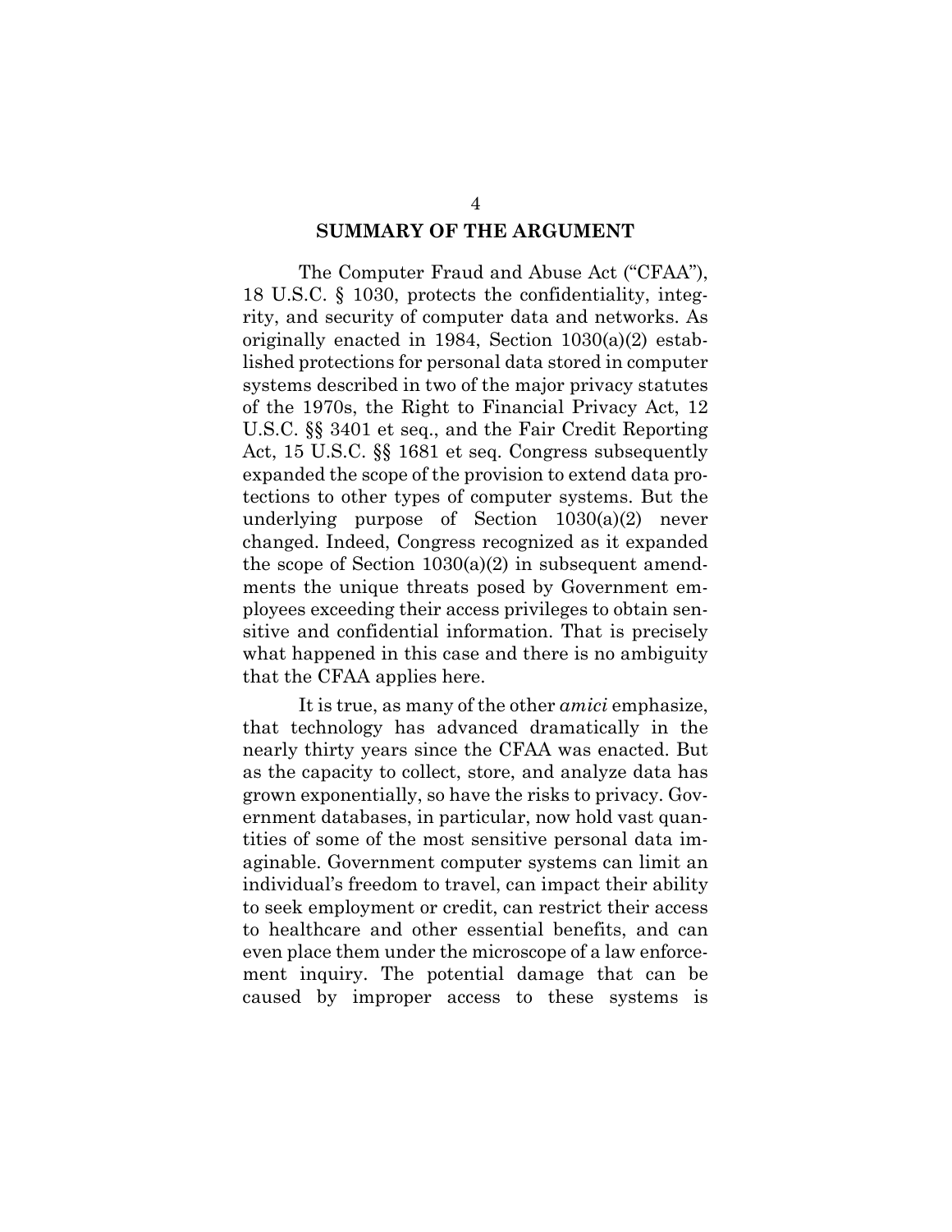## SUMMARY OF THE ARGUMENT

The Computer Fraud and Abuse Act ("CFAA"), 18 U.S.C. § 1030, protects the confidentiality, integrity, and security of computer data and networks. As originally enacted in 1984, Section 1030(a)(2) established protections for personal data stored in computer systems described in two of the major privacy statutes of the 1970s, the Right to Financial Privacy Act, 12 U.S.C. §§ 3401 et seq., and the Fair Credit Reporting Act, 15 U.S.C. §§ 1681 et seq. Congress subsequently expanded the scope of the provision to extend data protections to other types of computer systems. But the underlying purpose of Section 1030(a)(2) never changed. Indeed, Congress recognized as it expanded the scope of Section 1030(a)(2) in subsequent amendments the unique threats posed by Government employees exceeding their access privileges to obtain sensitive and confidential information. That is precisely what happened in this case and there is no ambiguity that the CFAA applies here.

It is true, as many of the other *amici* emphasize, that technology has advanced dramatically in the nearly thirty years since the CFAA was enacted. But as the capacity to collect, store, and analyze data has grown exponentially, so have the risks to privacy. Government databases, in particular, now hold vast quantities of some of the most sensitive personal data imaginable. Government computer systems can limit an individual's freedom to travel, can impact their ability to seek employment or credit, can restrict their access to healthcare and other essential benefits, and can even place them under the microscope of a law enforcement inquiry. The potential damage that can be caused by improper access to these systems is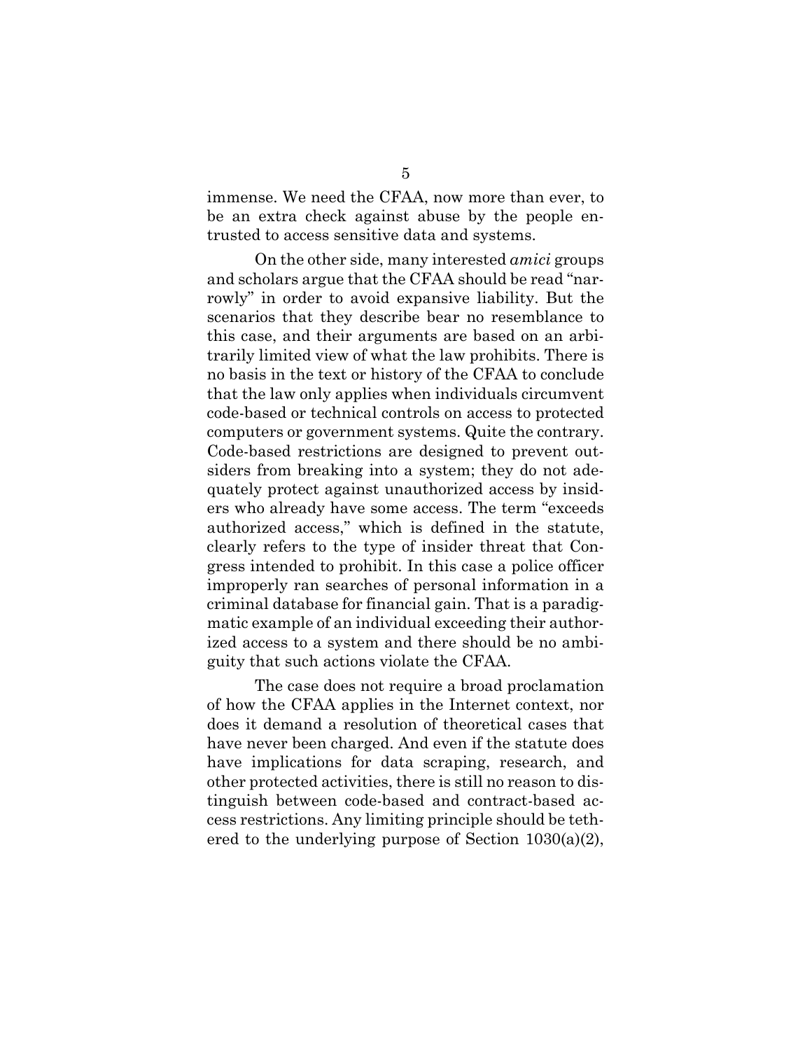immense. We need the CFAA, now more than ever, to be an extra check against abuse by the people entrusted to access sensitive data and systems.

On the other side, many interested *amici* groups and scholars argue that the CFAA should be read "narrowly" in order to avoid expansive liability. But the scenarios that they describe bear no resemblance to this case, and their arguments are based on an arbitrarily limited view of what the law prohibits. There is no basis in the text or history of the CFAA to conclude that the law only applies when individuals circumvent code-based or technical controls on access to protected computers or government systems. Quite the contrary. Code-based restrictions are designed to prevent outsiders from breaking into a system; they do not adequately protect against unauthorized access by insiders who already have some access. The term "exceeds authorized access," which is defined in the statute, clearly refers to the type of insider threat that Congress intended to prohibit. In this case a police officer improperly ran searches of personal information in a criminal database for financial gain. That is a paradigmatic example of an individual exceeding their authorized access to a system and there should be no ambiguity that such actions violate the CFAA.

The case does not require a broad proclamation of how the CFAA applies in the Internet context, nor does it demand a resolution of theoretical cases that have never been charged. And even if the statute does have implications for data scraping, research, and other protected activities, there is still no reason to distinguish between code-based and contract-based access restrictions. Any limiting principle should be tethered to the underlying purpose of Section 1030(a)(2),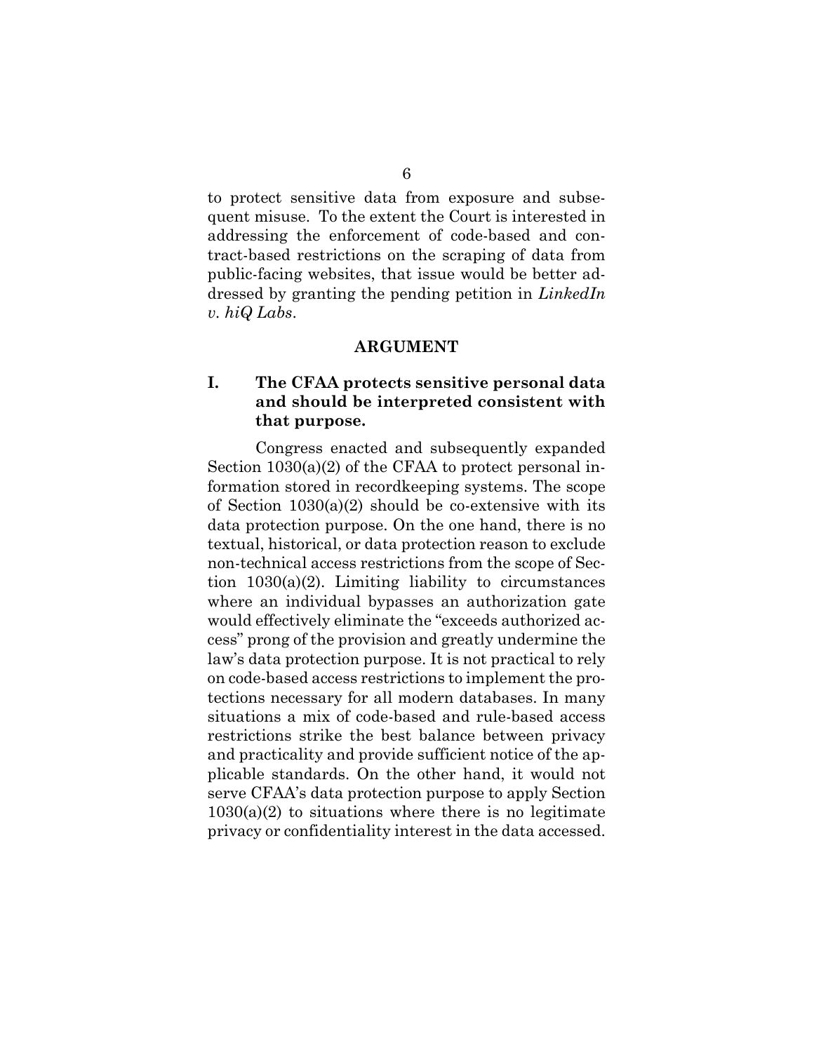to protect sensitive data from exposure and subsequent misuse. To the extent the Court is interested in addressing the enforcement of code-based and contract-based restrictions on the scraping of data from public-facing websites, that issue would be better addressed by granting the pending petition in *LinkedIn v. hiQ Labs*.

## ARGUMENT

### I. The CFAA protects sensitive personal data and should be interpreted consistent with that purpose.

Congress enacted and subsequently expanded Section 1030(a)(2) of the CFAA to protect personal information stored in recordkeeping systems. The scope of Section 1030(a)(2) should be co-extensive with its data protection purpose. On the one hand, there is no textual, historical, or data protection reason to exclude non-technical access restrictions from the scope of Section 1030(a)(2). Limiting liability to circumstances where an individual bypasses an authorization gate would effectively eliminate the "exceeds authorized access" prong of the provision and greatly undermine the law's data protection purpose. It is not practical to rely on code-based access restrictions to implement the protections necessary for all modern databases. In many situations a mix of code-based and rule-based access restrictions strike the best balance between privacy and practicality and provide sufficient notice of the applicable standards. On the other hand, it would not serve CFAA's data protection purpose to apply Section 1030(a)(2) to situations where there is no legitimate privacy or confidentiality interest in the data accessed.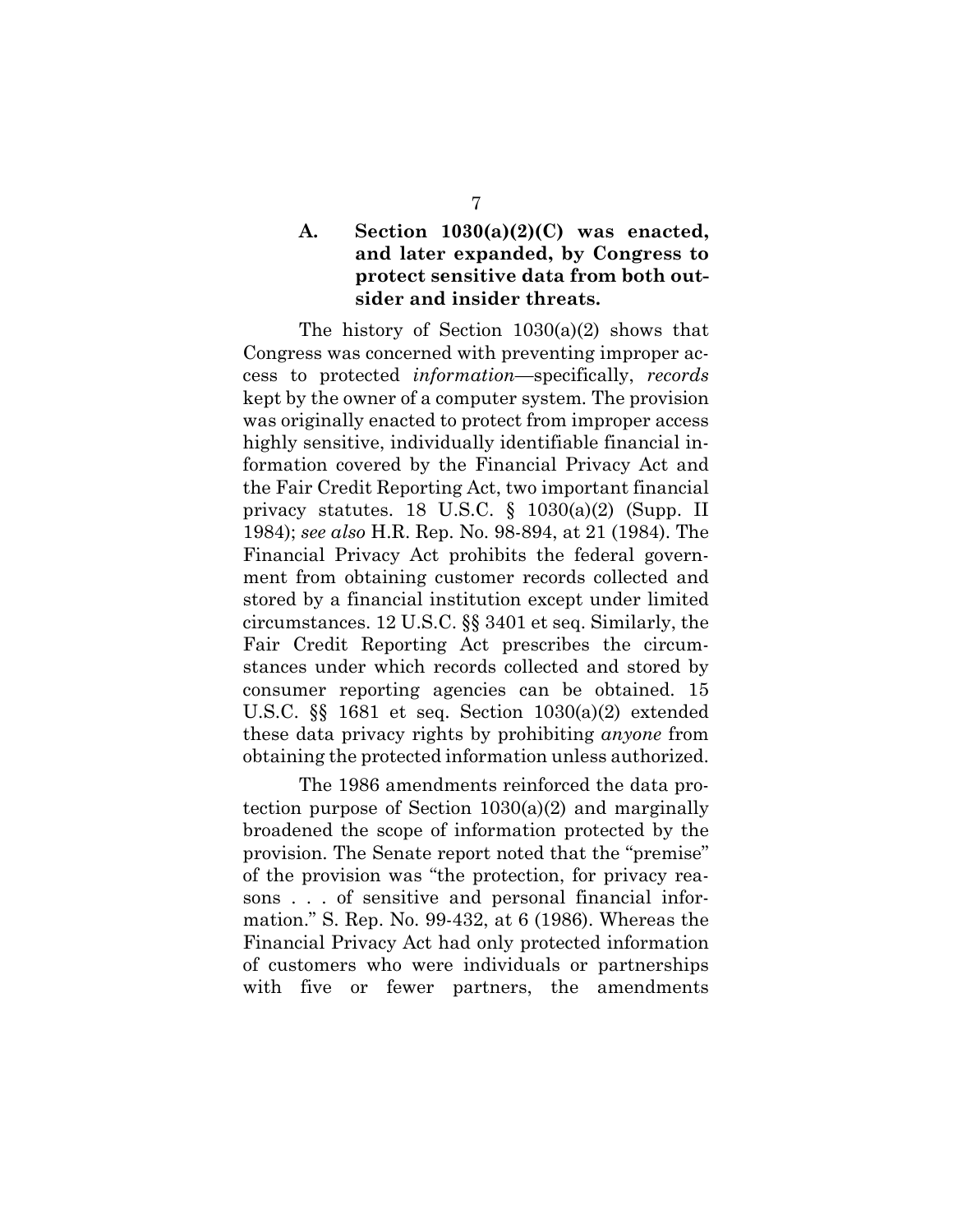### A. Section 1030(a)(2)(C) was enacted, and later expanded, by Congress to protect sensitive data from both outsider and insider threats.

The history of Section 1030(a)(2) shows that Congress was concerned with preventing improper access to protected *information*—specifically, *records* kept by the owner of a computer system. The provision was originally enacted to protect from improper access highly sensitive, individually identifiable financial information covered by the Financial Privacy Act and the Fair Credit Reporting Act, two important financial privacy statutes. 18 U.S.C. § 1030(a)(2) (Supp. II 1984); *see also* H.R. Rep. No. 98-894, at 21 (1984). The Financial Privacy Act prohibits the federal government from obtaining customer records collected and stored by a financial institution except under limited circumstances. 12 U.S.C. §§ 3401 et seq. Similarly, the Fair Credit Reporting Act prescribes the circumstances under which records collected and stored by consumer reporting agencies can be obtained. 15 U.S.C. §§ 1681 et seq. Section 1030(a)(2) extended these data privacy rights by prohibiting *anyone* from obtaining the protected information unless authorized.

The 1986 amendments reinforced the data protection purpose of Section 1030(a)(2) and marginally broadened the scope of information protected by the provision. The Senate report noted that the "premise" of the provision was "the protection, for privacy reasons . . . of sensitive and personal financial information." S. Rep. No. 99-432, at 6 (1986). Whereas the Financial Privacy Act had only protected information of customers who were individuals or partnerships with five or fewer partners, the amendments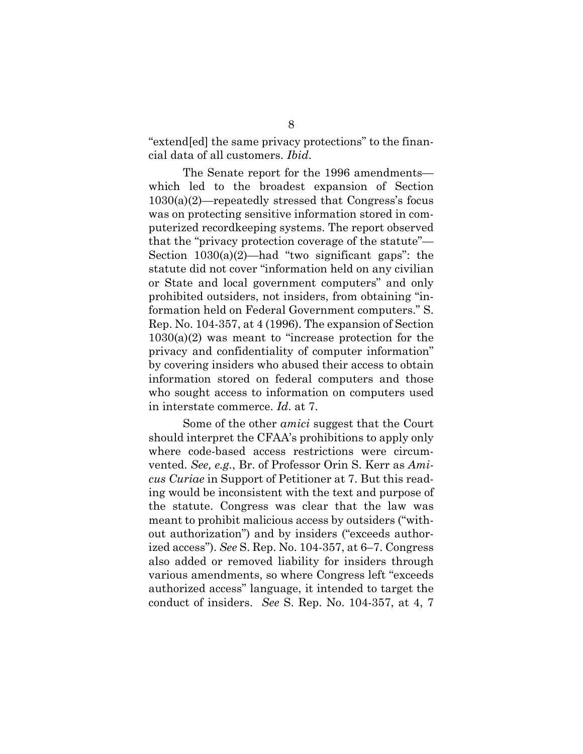"extend[ed] the same privacy protections" to the financial data of all customers. *Ibid*.

The Senate report for the 1996 amendments—which led to the broadest expansion of Section 1030(a)(2)—repeatedly stressed that Congress's focus was on protecting sensitive information stored in computerized recordkeeping systems. The report observed that the "privacy protection coverage of the statute"—Section 1030(a)(2)—had "two significant gaps": the statute did not cover "information held on any civilian or State and local government computers" and only prohibited outsiders, not insiders, from obtaining "information held on Federal Government computers." S. Rep. No. 104-357, at 4 (1996). The expansion of Section 1030(a)(2) was meant to "increase protection for the privacy and confidentiality of computer information" by covering insiders who abused their access to obtain information stored on federal computers and those who sought access to information on computers used in interstate commerce. *Id*. at 7.

Some of the other *amici* suggest that the Court should interpret the CFAA's prohibitions to apply only where code-based access restrictions were circumvented. *See, e.g.*, Br. of Professor Orin S. Kerr as *Amicus Curiae* in Support of Petitioner at 7. But this reading would be inconsistent with the text and purpose of the statute. Congress was clear that the law was meant to prohibit malicious access by outsiders ("without authorization") and by insiders ("exceeds authorized access"). *See* S. Rep. No. 104-357, at 6–7. Congress also added or removed liability for insiders through various amendments, so where Congress left "exceeds authorized access" language, it intended to target the conduct of insiders. *See* S. Rep. No. 104-357, at 4, 7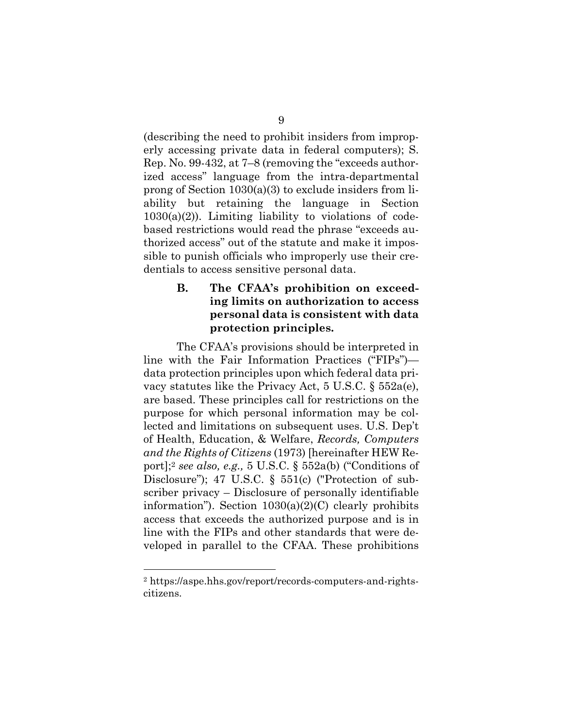(describing the need to prohibit insiders from improperly accessing private data in federal computers); S. Rep. No. 99-432, at 7–8 (removing the "exceeds authorized access" language from the intra-departmental prong of Section 1030(a)(3) to exclude insiders from liability but retaining the language in Section 1030(a)(2)). Limiting liability to violations of code-based restrictions would read the phrase "exceeds authorized access" out of the statute and make it impossible to punish officials who improperly use their credentials to access sensitive personal data.

### B. The CFAA's prohibition on exceeding limits on authorization to access personal data is consistent with data protection principles.

The CFAA's provisions should be interpreted in line with the Fair Information Practices ("FIPs")—data protection principles upon which federal data privacy statutes like the Privacy Act, 5 U.S.C. § 552a(e), are based. These principles call for restrictions on the purpose for which personal information may be collected and limitations on subsequent uses. U.S. Dep't of Health, Education, & Welfare, *Records, Computers and the Rights of Citizens* (1973) [hereinafter HEW Report];[2] *see also, e.g.,* 5 U.S.C. § 552a(b) ("Conditions of Disclosure"); 47 U.S.C. § 551(c) ("Protection of subscriber privacy – Disclosure of personally identifiable information"). Section 1030(a)(2)(C) clearly prohibits access that exceeds the authorized purpose and is in line with the FIPs and other standards that were developed in parallel to the CFAA. These prohibitions

---

[2] https://aspe.hhs.gov/report/records-computers-and-rights-citizens.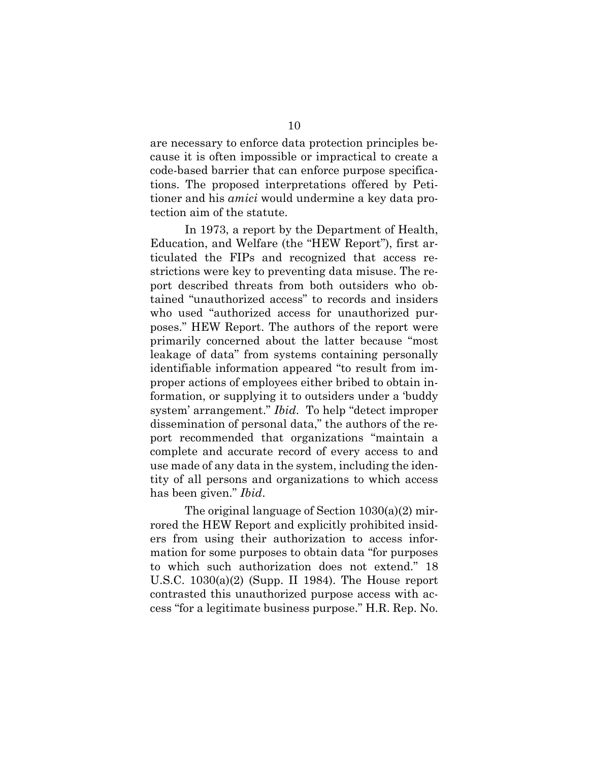are necessary to enforce data protection principles because it is often impossible or impractical to create a code-based barrier that can enforce purpose specifications. The proposed interpretations offered by Petitioner and his *amici* would undermine a key data protection aim of the statute.

In 1973, a report by the Department of Health, Education, and Welfare (the "HEW Report"), first articulated the FIPs and recognized that access restrictions were key to preventing data misuse. The report described threats from both outsiders who obtained "unauthorized access" to records and insiders who used "authorized access for unauthorized purposes." HEW Report. The authors of the report were primarily concerned about the latter because "most leakage of data" from systems containing personally identifiable information appeared "to result from improper actions of employees either bribed to obtain information, or supplying it to outsiders under a 'buddy system' arrangement." *Ibid*. To help "detect improper dissemination of personal data," the authors of the report recommended that organizations "maintain a complete and accurate record of every access to and use made of any data in the system, including the identity of all persons and organizations to which access has been given." *Ibid*.

The original language of Section 1030(a)(2) mirrored the HEW Report and explicitly prohibited insiders from using their authorization to access information for some purposes to obtain data "for purposes to which such authorization does not extend." 18 U.S.C. 1030(a)(2) (Supp. II 1984). The House report contrasted this unauthorized purpose access with access "for a legitimate business purpose." H.R. Rep. No.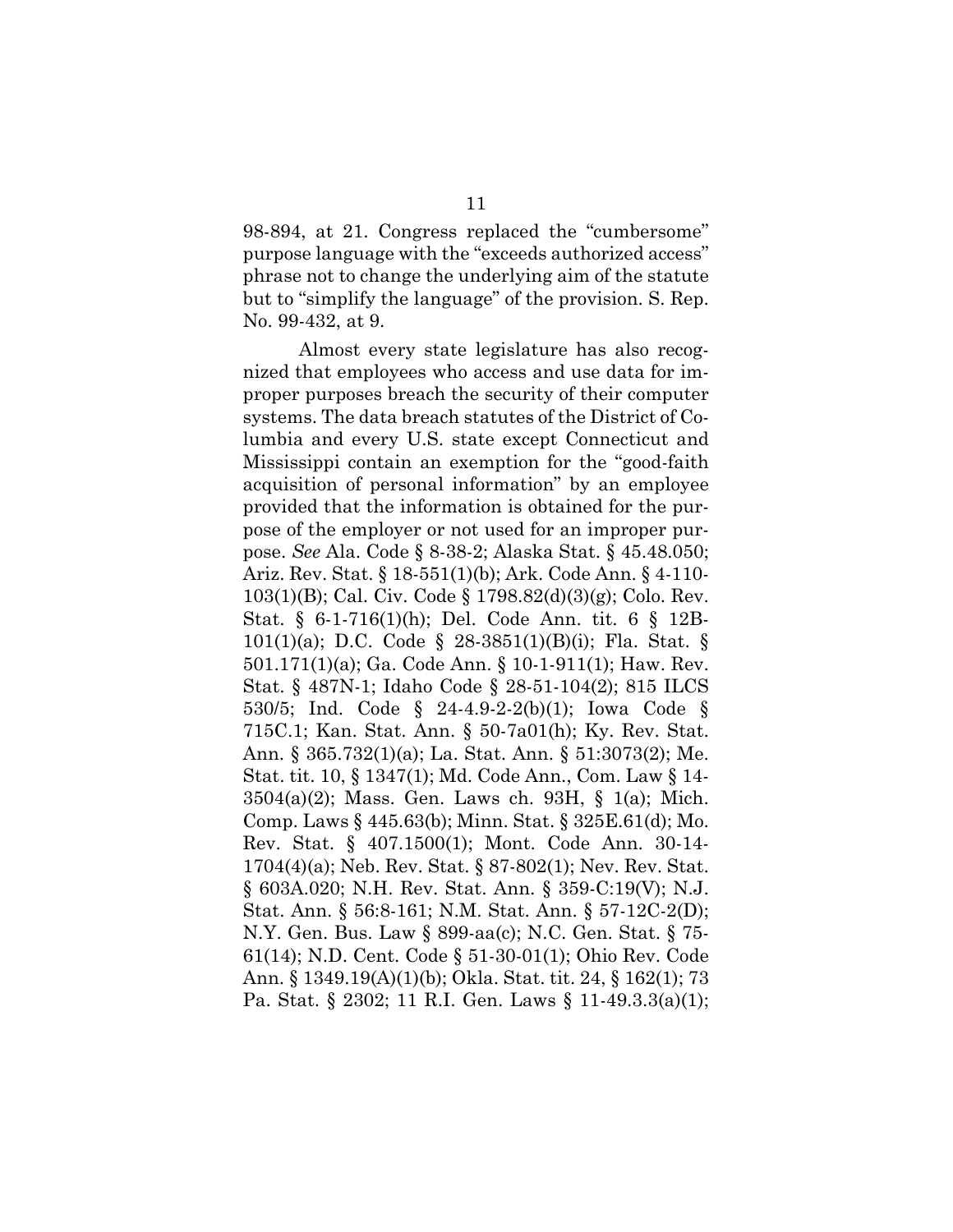98-894, at 21. Congress replaced the "cumbersome" purpose language with the "exceeds authorized access" phrase not to change the underlying aim of the statute but to "simplify the language" of the provision. S. Rep. No. 99-432, at 9.

Almost every state legislature has also recognized that employees who access and use data for improper purposes breach the security of their computer systems. The data breach statutes of the District of Columbia and every U.S. state except Connecticut and Mississippi contain an exemption for the "good-faith acquisition of personal information" by an employee provided that the information is obtained for the purpose of the employer or not used for an improper purpose. *See* Ala. Code § 8-38-2; Alaska Stat. § 45.48.050; Ariz. Rev. Stat. § 18-551(1)(b); Ark. Code Ann. § 4-110-103(1)(B); Cal. Civ. Code § 1798.82(d)(3)(g); Colo. Rev. Stat. § 6-1-716(1)(h); Del. Code Ann. tit. 6 § 12B-101(1)(a); D.C. Code § 28-3851(1)(B)(i); Fla. Stat. § 501.171(1)(a); Ga. Code Ann. § 10-1-911(1); Haw. Rev. Stat. § 487N-1; Idaho Code § 28-51-104(2); 815 ILCS 530/5; Ind. Code § 24-4.9-2-2(b)(1); Iowa Code § 715C.1; Kan. Stat. Ann. § 50-7a01(h); Ky. Rev. Stat. Ann. § 365.732(1)(a); La. Stat. Ann. § 51:3073(2); Me. Stat. tit. 10, § 1347(1); Md. Code Ann., Com. Law § 14-3504(a)(2); Mass. Gen. Laws ch. 93H, § 1(a); Mich. Comp. Laws § 445.63(b); Minn. Stat. § 325E.61(d); Mo. Rev. Stat. § 407.1500(1); Mont. Code Ann. 30-14-1704(4)(a); Neb. Rev. Stat. § 87-802(1); Nev. Rev. Stat. § 603A.020; N.H. Rev. Stat. Ann. § 359-C:19(V); N.J. Stat. Ann. § 56:8-161; N.M. Stat. Ann. § 57-12C-2(D); N.Y. Gen. Bus. Law § 899-aa(c); N.C. Gen. Stat. § 75-61(14); N.D. Cent. Code § 51-30-01(1); Ohio Rev. Code Ann. § 1349.19(A)(1)(b); Okla. Stat. tit. 24, § 162(1); 73 Pa. Stat. § 2302; 11 R.I. Gen. Laws § 11-49.3.3(a)(1);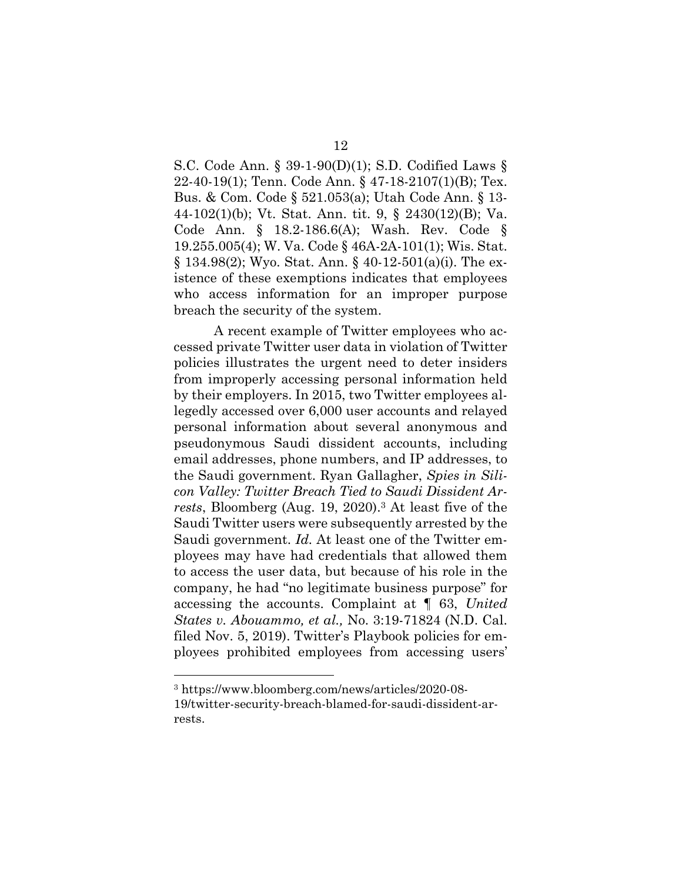S.C. Code Ann. § 39-1-90(D)(1); S.D. Codified Laws § 22-40-19(1); Tenn. Code Ann. § 47-18-2107(1)(B); Tex. Bus. & Com. Code § 521.053(a); Utah Code Ann. § 13-44-102(1)(b); Vt. Stat. Ann. tit. 9, § 2430(12)(B); Va. Code Ann. § 18.2-186.6(A); Wash. Rev. Code § 19.255.005(4); W. Va. Code § 46A-2A-101(1); Wis. Stat. § 134.98(2); Wyo. Stat. Ann. § 40-12-501(a)(i). The existence of these exemptions indicates that employees who access information for an improper purpose breach the security of the system.

A recent example of Twitter employees who accessed private Twitter user data in violation of Twitter policies illustrates the urgent need to deter insiders from improperly accessing personal information held by their employers. In 2015, two Twitter employees allegedly accessed over 6,000 user accounts and relayed personal information about several anonymous and pseudonymous Saudi dissident accounts, including email addresses, phone numbers, and IP addresses, to the Saudi government. Ryan Gallagher, *Spies in Silicon Valley: Twitter Breach Tied to Saudi Dissident Arrests*, Bloomberg (Aug. 19, 2020).[3] At least five of the Saudi Twitter users were subsequently arrested by the Saudi government. *Id.* At least one of the Twitter employees may have had credentials that allowed them to access the user data, but because of his role in the company, he had "no legitimate business purpose" for accessing the accounts. Complaint at ¶ 63, *United States v. Abouammo, et al.,* No. 3:19-71824 (N.D. Cal. filed Nov. 5, 2019). Twitter's Playbook policies for employees prohibited employees from accessing users'

[3] https://www.bloomberg.com/news/articles/2020-08-19/twitter-security-breach-blamed-for-saudi-dissident-arrests.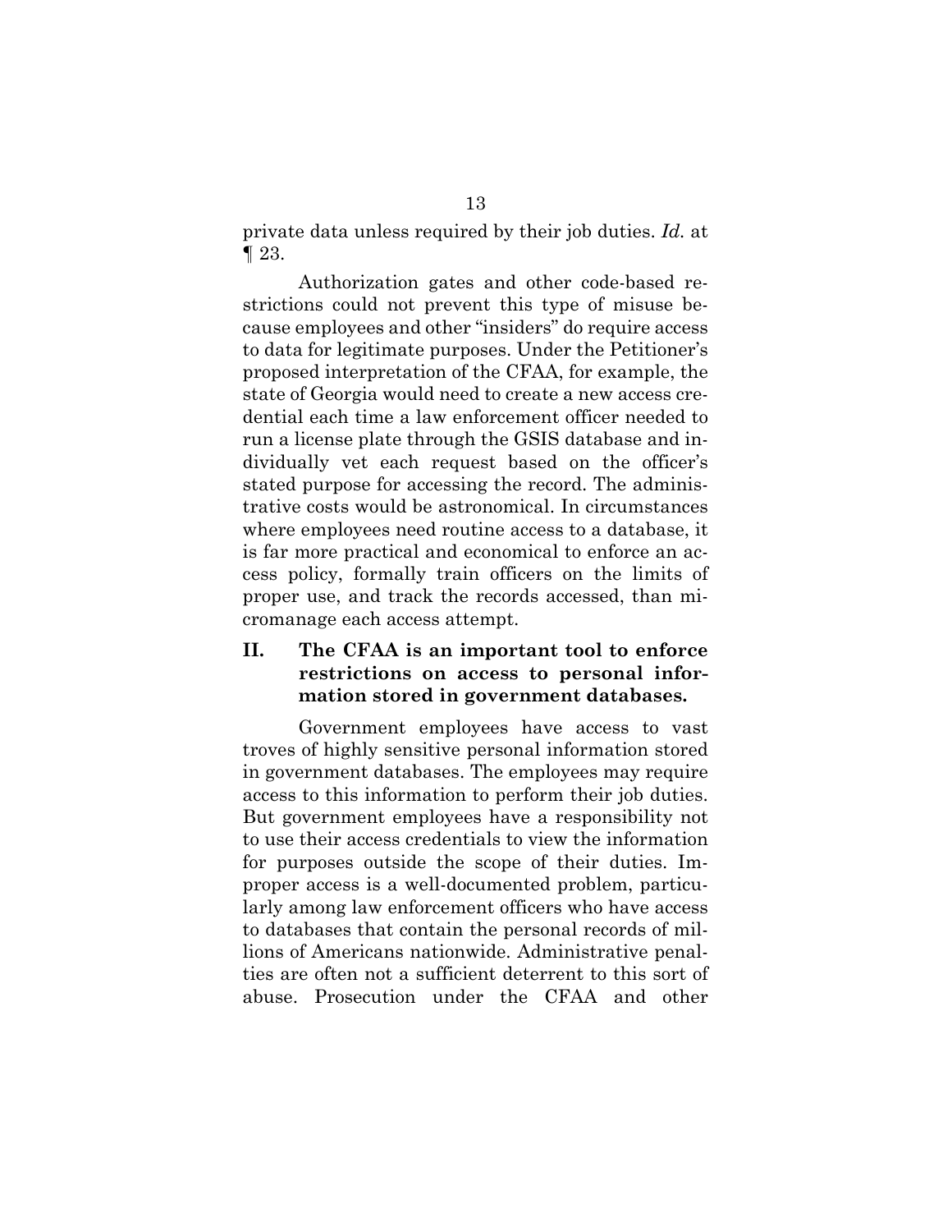private data unless required by their job duties. *Id.* at ¶ 23.

Authorization gates and other code-based restrictions could not prevent this type of misuse because employees and other "insiders" do require access to data for legitimate purposes. Under the Petitioner's proposed interpretation of the CFAA, for example, the state of Georgia would need to create a new access credential each time a law enforcement officer needed to run a license plate through the GSIS database and individually vet each request based on the officer's stated purpose for accessing the record. The administrative costs would be astronomical. In circumstances where employees need routine access to a database, it is far more practical and economical to enforce an access policy, formally train officers on the limits of proper use, and track the records accessed, than micromanage each access attempt.

## II. The CFAA is an important tool to enforce restrictions on access to personal information stored in government databases.

Government employees have access to vast troves of highly sensitive personal information stored in government databases. The employees may require access to this information to perform their job duties. But government employees have a responsibility not to use their access credentials to view the information for purposes outside the scope of their duties. Improper access is a well-documented problem, particularly among law enforcement officers who have access to databases that contain the personal records of millions of Americans nationwide. Administrative penalties are often not a sufficient deterrent to this sort of abuse. Prosecution under the CFAA and other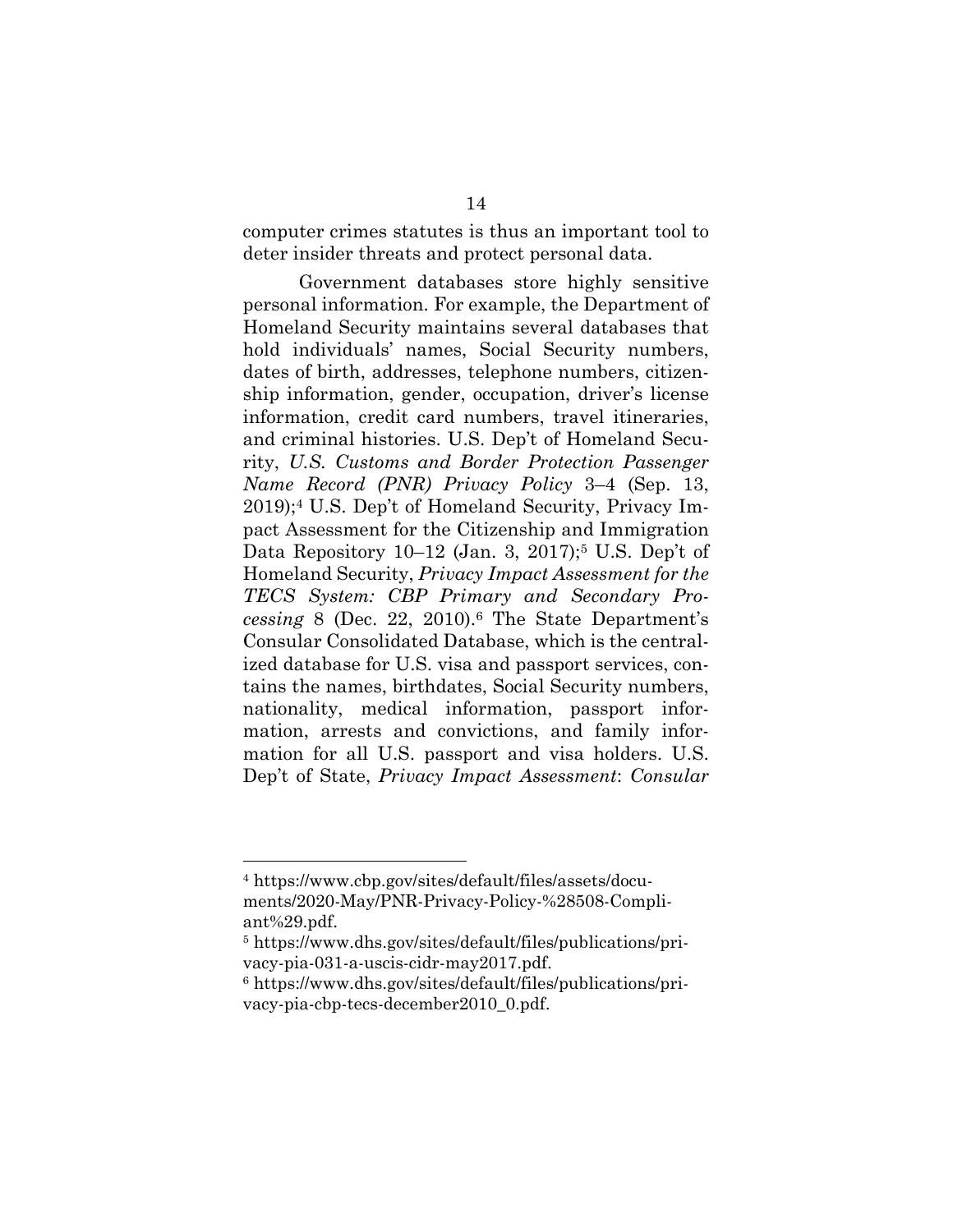computer crimes statutes is thus an important tool to deter insider threats and protect personal data.

Government databases store highly sensitive personal information. For example, the Department of Homeland Security maintains several databases that hold individuals' names, Social Security numbers, dates of birth, addresses, telephone numbers, citizenship information, gender, occupation, driver's license information, credit card numbers, travel itineraries, and criminal histories. U.S. Dep't of Homeland Security, *U.S. Customs and Border Protection Passenger Name Record (PNR) Privacy Policy* 3–4 (Sep. 13, 2019);[4] U.S. Dep't of Homeland Security, Privacy Impact Assessment for the Citizenship and Immigration Data Repository 10–12 (Jan. 3, 2017);[5] U.S. Dep't of Homeland Security, *Privacy Impact Assessment for the TECS System: CBP Primary and Secondary Processing* 8 (Dec. 22, 2010).[6] The State Department's Consular Consolidated Database, which is the centralized database for U.S. visa and passport services, contains the names, birthdates, Social Security numbers, nationality, medical information, passport information, arrests and convictions, and family information for all U.S. passport and visa holders. U.S. Dep't of State, *Privacy Impact Assessment*: *Consular*

---

[4] https://www.cbp.gov/sites/default/files/assets/documents/2020-May/PNR-Privacy-Policy-%28508-Compliant%29.pdf.

[5] https://www.dhs.gov/sites/default/files/publications/privacy-pia-031-a-uscis-cidr-may2017.pdf.

[6] https://www.dhs.gov/sites/default/files/publications/privacy-pia-cbp-tecs-december2010_0.pdf.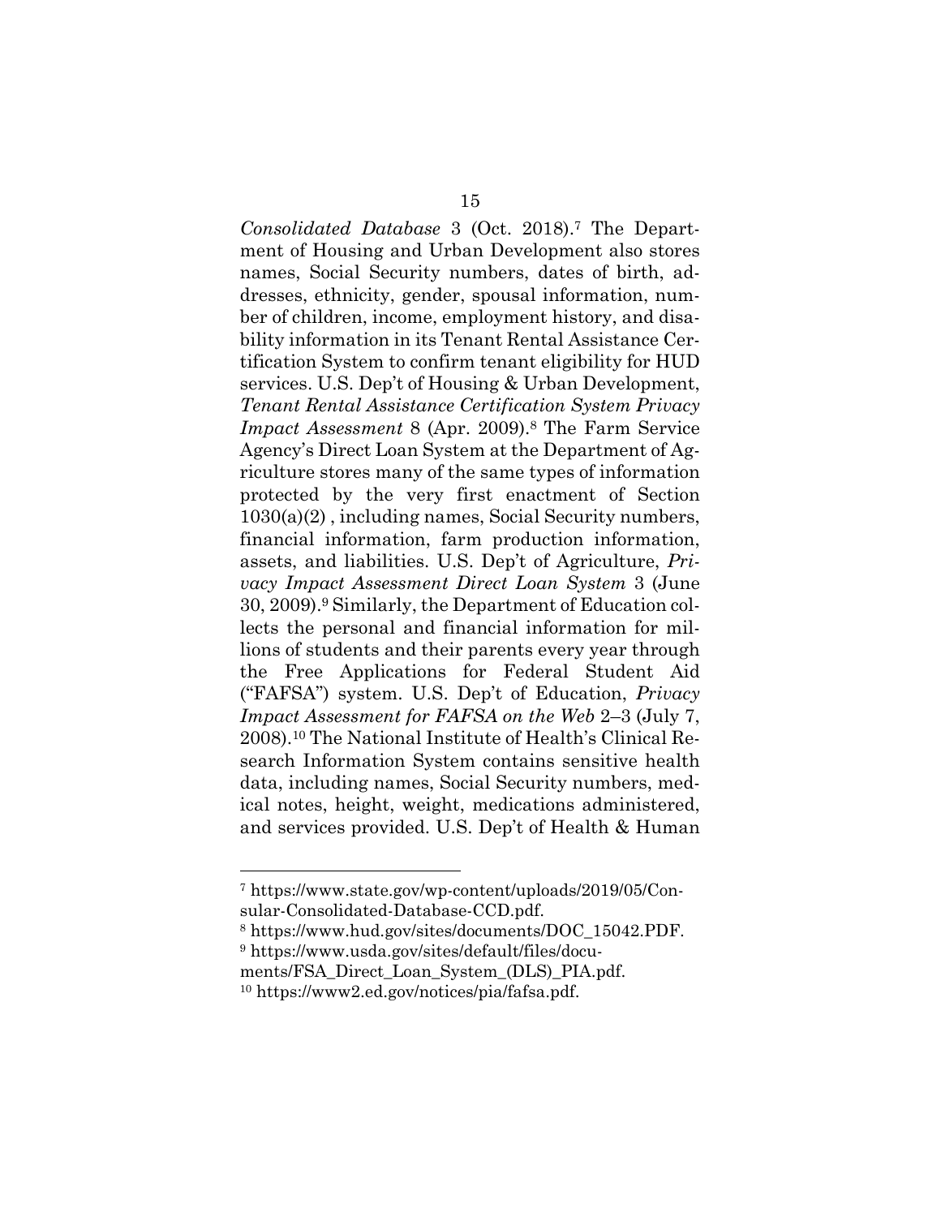*Consolidated Database* 3 (Oct. 2018).[7] The Department of Housing and Urban Development also stores names, Social Security numbers, dates of birth, addresses, ethnicity, gender, spousal information, number of children, income, employment history, and disability information in its Tenant Rental Assistance Certification System to confirm tenant eligibility for HUD services. U.S. Dep't of Housing & Urban Development, *Tenant Rental Assistance Certification System Privacy Impact Assessment* 8 (Apr. 2009).[8] The Farm Service Agency's Direct Loan System at the Department of Agriculture stores many of the same types of information protected by the very first enactment of Section 1030(a)(2) , including names, Social Security numbers, financial information, farm production information, assets, and liabilities. U.S. Dep't of Agriculture, *Privacy Impact Assessment Direct Loan System* 3 (June 30, 2009).[9] Similarly, the Department of Education collects the personal and financial information for millions of students and their parents every year through the Free Applications for Federal Student Aid ("FAFSA") system. U.S. Dep't of Education, *Privacy Impact Assessment for FAFSA on the Web* 2–3 (July 7, 2008).[10] The National Institute of Health's Clinical Research Information System contains sensitive health data, including names, Social Security numbers, medical notes, height, weight, medications administered, and services provided. U.S. Dep't of Health & Human

---

[7] https://www.state.gov/wp-content/uploads/2019/05/Consular-Consolidated-Database-CCD.pdf.

[8] https://www.hud.gov/sites/documents/DOC_15042.PDF.

[9] https://www.usda.gov/sites/default/files/documents/FSA_Direct_Loan_System_(DLS)_PIA.pdf.

[10] https://www2.ed.gov/notices/pia/fafsa.pdf.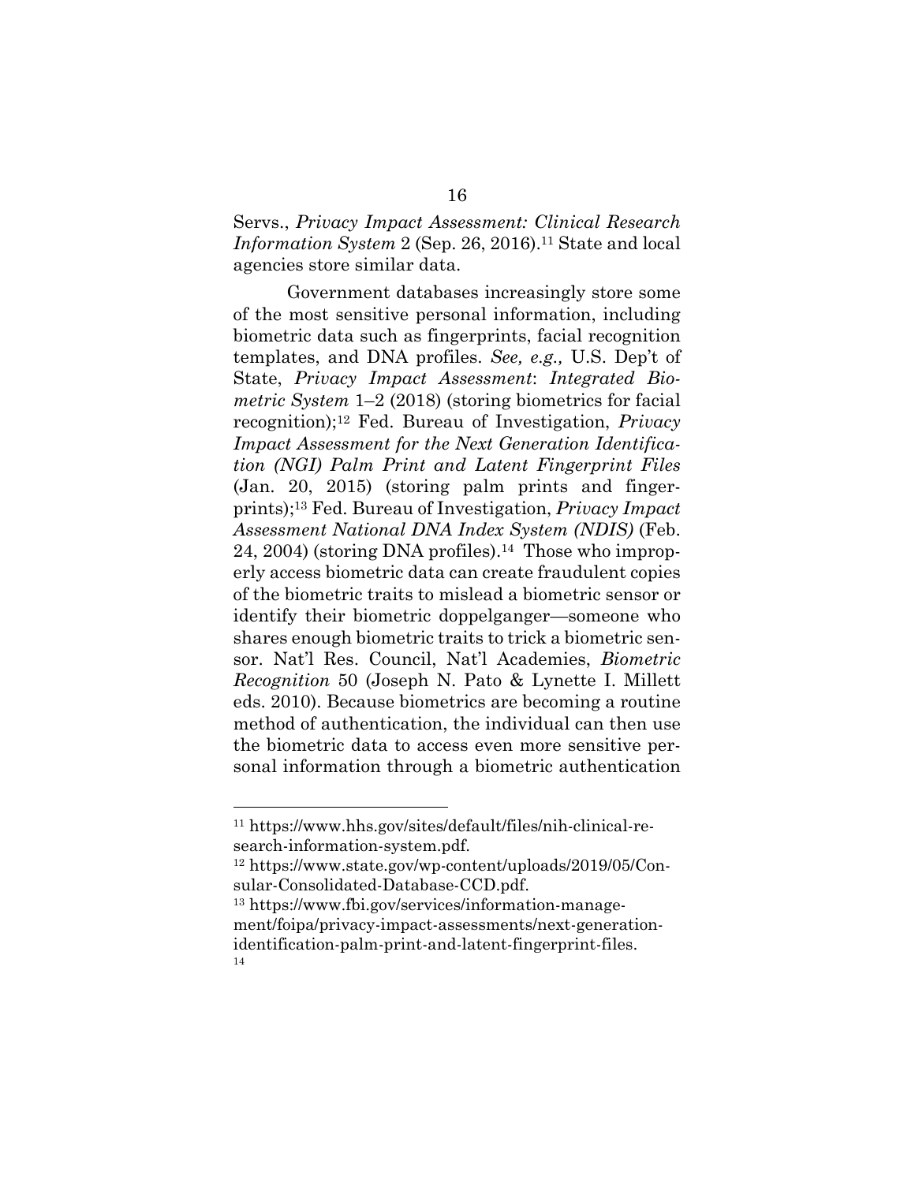Servs., *Privacy Impact Assessment: Clinical Research Information System* 2 (Sep. 26, 2016).[11] State and local agencies store similar data.

Government databases increasingly store some of the most sensitive personal information, including biometric data such as fingerprints, facial recognition templates, and DNA profiles. *See, e.g.,* U.S. Dep't of State, *Privacy Impact Assessment*: *Integrated Biometric System* 1–2 (2018) (storing biometrics for facial recognition);[12] Fed. Bureau of Investigation, *Privacy Impact Assessment for the Next Generation Identification (NGI) Palm Print and Latent Fingerprint Files* (Jan. 20, 2015) (storing palm prints and fingerprints);[13] Fed. Bureau of Investigation, *Privacy Impact Assessment National DNA Index System (NDIS)* (Feb. 24, 2004) (storing DNA profiles).[14] Those who improperly access biometric data can create fraudulent copies of the biometric traits to mislead a biometric sensor or identify their biometric doppelganger—someone who shares enough biometric traits to trick a biometric sensor. Nat'l Res. Council, Nat'l Academies, *Biometric Recognition* 50 (Joseph N. Pato & Lynette I. Millett eds. 2010). Because biometrics are becoming a routine method of authentication, the individual can then use the biometric data to access even more sensitive personal information through a biometric authentication

---

[11] https://www.hhs.gov/sites/default/files/nih-clinical-research-information-system.pdf.

[12] https://www.state.gov/wp-content/uploads/2019/05/Consular-Consolidated-Database-CCD.pdf.

[13] https://www.fbi.gov/services/information-management/foipa/privacy-impact-assessments/next-generation-identification-palm-print-and-latent-fingerprint-files.

[14]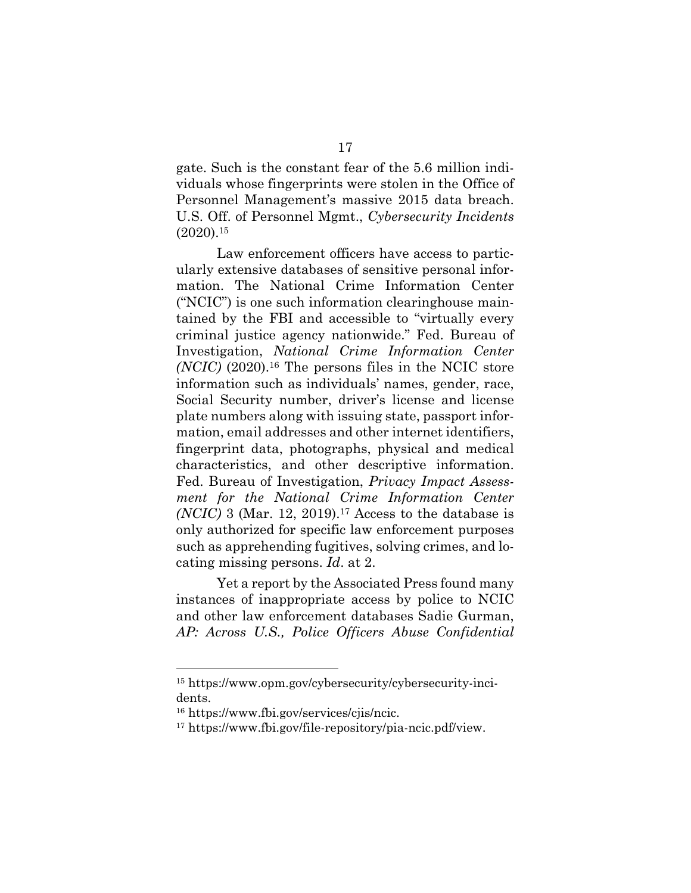gate. Such is the constant fear of the 5.6 million individuals whose fingerprints were stolen in the Office of Personnel Management's massive 2015 data breach. U.S. Off. of Personnel Mgmt., *Cybersecurity Incidents* (2020).[15]

Law enforcement officers have access to particularly extensive databases of sensitive personal information. The National Crime Information Center ("NCIC") is one such information clearinghouse maintained by the FBI and accessible to "virtually every criminal justice agency nationwide." Fed. Bureau of Investigation, *National Crime Information Center (NCIC)* (2020).[16] The persons files in the NCIC store information such as individuals' names, gender, race, Social Security number, driver's license and license plate numbers along with issuing state, passport information, email addresses and other internet identifiers, fingerprint data, photographs, physical and medical characteristics, and other descriptive information. Fed. Bureau of Investigation, *Privacy Impact Assessment for the National Crime Information Center (NCIC)* 3 (Mar. 12, 2019).[17] Access to the database is only authorized for specific law enforcement purposes such as apprehending fugitives, solving crimes, and locating missing persons. *Id*. at 2.

Yet a report by the Associated Press found many instances of inappropriate access by police to NCIC and other law enforcement databases Sadie Gurman, *AP: Across U.S., Police Officers Abuse Confidential*

---

[15] https://www.opm.gov/cybersecurity/cybersecurity-incidents.

[16] https://www.fbi.gov/services/cjis/ncic.

[17] https://www.fbi.gov/file-repository/pia-ncic.pdf/view.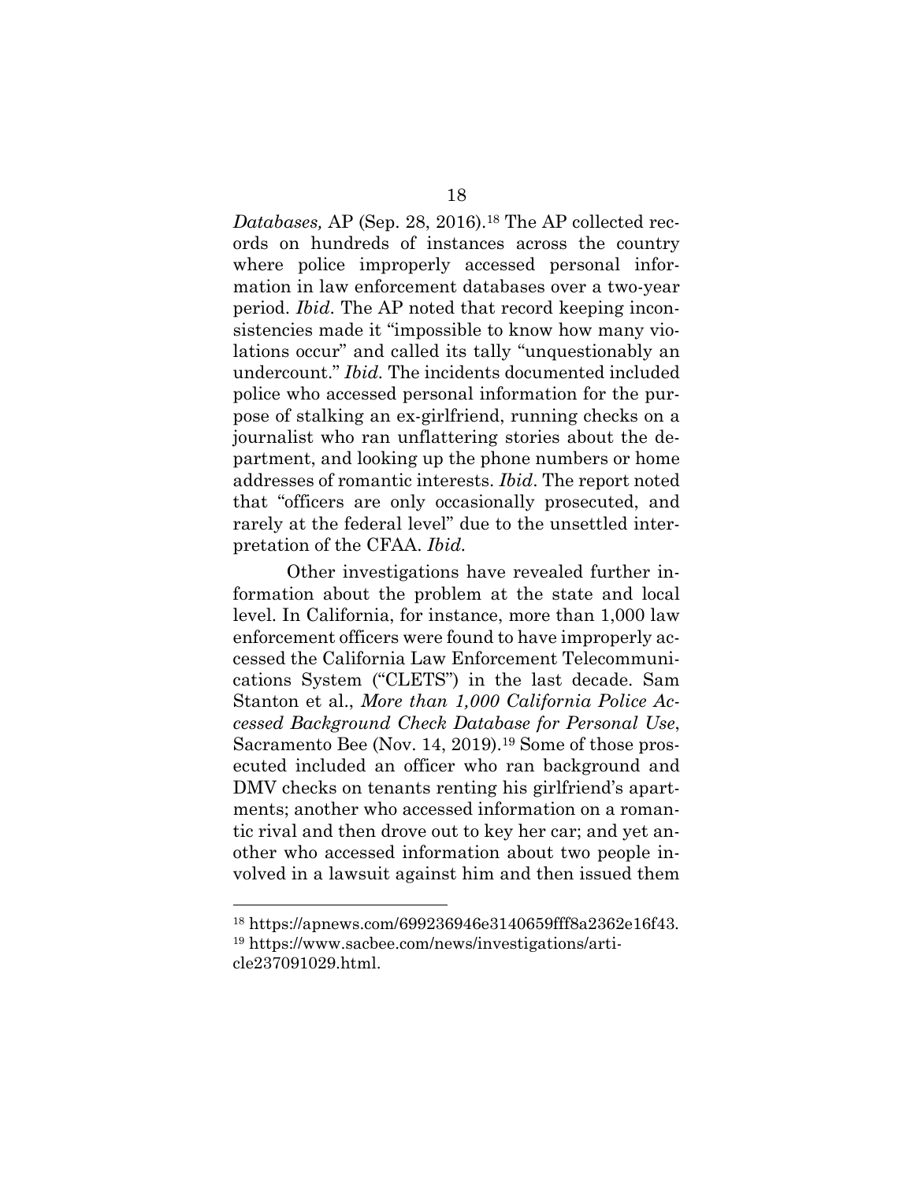*Databases,* AP (Sep. 28, 2016).[18] The AP collected records on hundreds of instances across the country where police improperly accessed personal information in law enforcement databases over a two-year period. *Ibid*. The AP noted that record keeping inconsistencies made it "impossible to know how many violations occur" and called its tally "unquestionably an undercount." *Ibid.* The incidents documented included police who accessed personal information for the purpose of stalking an ex-girlfriend, running checks on a journalist who ran unflattering stories about the department, and looking up the phone numbers or home addresses of romantic interests. *Ibid*. The report noted that "officers are only occasionally prosecuted, and rarely at the federal level" due to the unsettled interpretation of the CFAA. *Ibid.*

Other investigations have revealed further information about the problem at the state and local level. In California, for instance, more than 1,000 law enforcement officers were found to have improperly accessed the California Law Enforcement Telecommunications System ("CLETS") in the last decade. Sam Stanton et al., *More than 1,000 California Police Accessed Background Check Database for Personal Use*, Sacramento Bee (Nov. 14, 2019).[19] Some of those prosecuted included an officer who ran background and DMV checks on tenants renting his girlfriend's apartments; another who accessed information on a romantic rival and then drove out to key her car; and yet another who accessed information about two people involved in a lawsuit against him and then issued them

---

[18] https://apnews.com/699236946e3140659fff8a2362e16f43.

[19] https://www.sacbee.com/news/investigations/article237091029.html.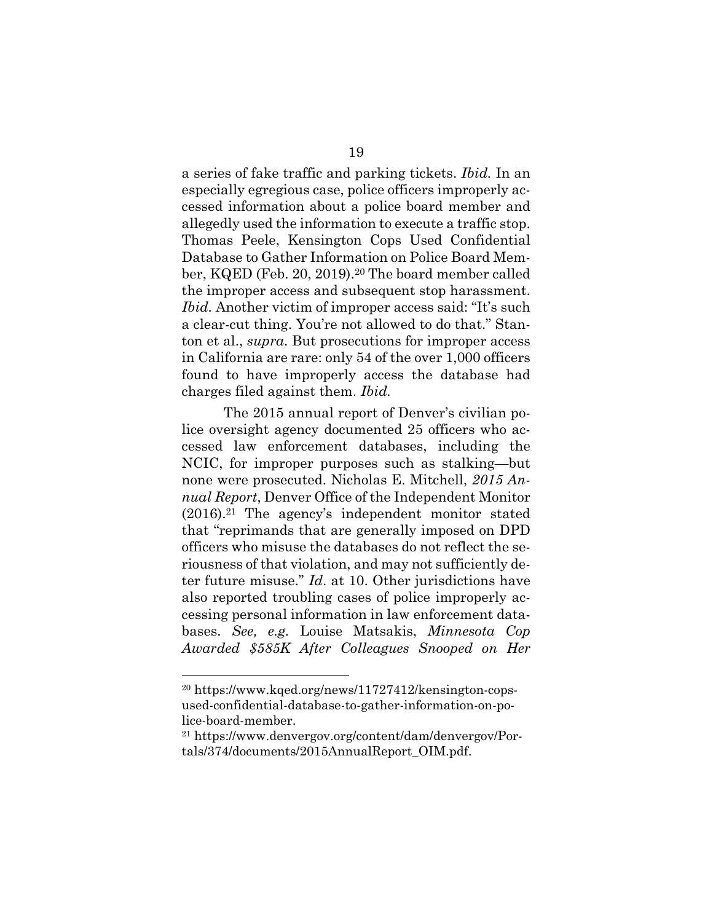a series of fake traffic and parking tickets. *Ibid.* In an especially egregious case, police officers improperly accessed information about a police board member and allegedly used the information to execute a traffic stop. Thomas Peele, Kensington Cops Used Confidential Database to Gather Information on Police Board Member, KQED (Feb. 20, 2019).[20] The board member called the improper access and subsequent stop harassment. *Ibid.* Another victim of improper access said: "It's such a clear-cut thing. You're not allowed to do that." Stanton et al., *supra*. But prosecutions for improper access in California are rare: only 54 of the over 1,000 officers found to have improperly access the database had charges filed against them. *Ibid.*

The 2015 annual report of Denver's civilian police oversight agency documented 25 officers who accessed law enforcement databases, including the NCIC, for improper purposes such as stalking—but none were prosecuted. Nicholas E. Mitchell, *2015 Annual Report*, Denver Office of the Independent Monitor (2016).[21] The agency's independent monitor stated that "reprimands that are generally imposed on DPD officers who misuse the databases do not reflect the seriousness of that violation, and may not sufficiently deter future misuse." *Id.* at 10. Other jurisdictions have also reported troubling cases of police improperly accessing personal information in law enforcement databases. *See, e.g.* Louise Matsakis, *Minnesota Cop Awarded $585K After Colleagues Snooped on Her*

---

[20] https://www.kqed.org/news/11727412/kensington-cops-used-confidential-database-to-gather-information-on-police-board-member.

[21] https://www.denvergov.org/content/dam/denvergov/Portals/374/documents/2015AnnualReport_OIM.pdf.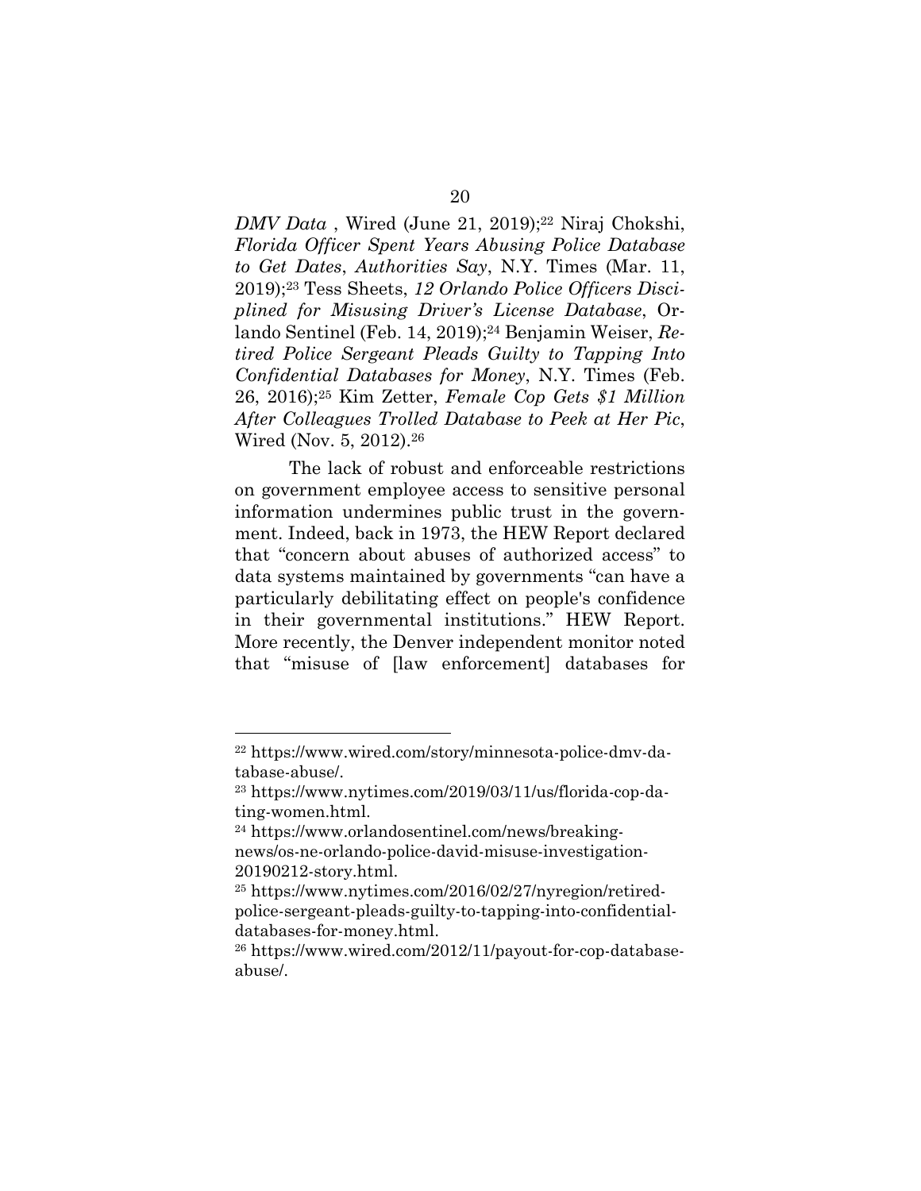*DMV Data* , Wired (June 21, 2019);[22] Niraj Chokshi, *Florida Officer Spent Years Abusing Police Database to Get Dates*, *Authorities Say*, N.Y. Times (Mar. 11, 2019);[23] Tess Sheets, *12 Orlando Police Officers Disciplined for Misusing Driver's License Database*, Orlando Sentinel (Feb. 14, 2019);[24] Benjamin Weiser, *Retired Police Sergeant Pleads Guilty to Tapping Into Confidential Databases for Money*, N.Y. Times (Feb. 26, 2016);[25] Kim Zetter, *Female Cop Gets $1 Million After Colleagues Trolled Database to Peek at Her Pic*, Wired (Nov. 5, 2012).[26]

The lack of robust and enforceable restrictions on government employee access to sensitive personal information undermines public trust in the government. Indeed, back in 1973, the HEW Report declared that "concern about abuses of authorized access" to data systems maintained by governments "can have a particularly debilitating effect on people's confidence in their governmental institutions." HEW Report. More recently, the Denver independent monitor noted that "misuse of [law enforcement] databases for

---

[22] https://www.wired.com/story/minnesota-police-dmv-database-abuse/.

[23] https://www.nytimes.com/2019/03/11/us/florida-cop-dating-women.html.

[24] https://www.orlandosentinel.com/news/breaking-news/os-ne-orlando-police-david-misuse-investigation-20190212-story.html.

[25] https://www.nytimes.com/2016/02/27/nyregion/retired-police-sergeant-pleads-guilty-to-tapping-into-confidential-databases-for-money.html.

[26] https://www.wired.com/2012/11/payout-for-cop-database-abuse/.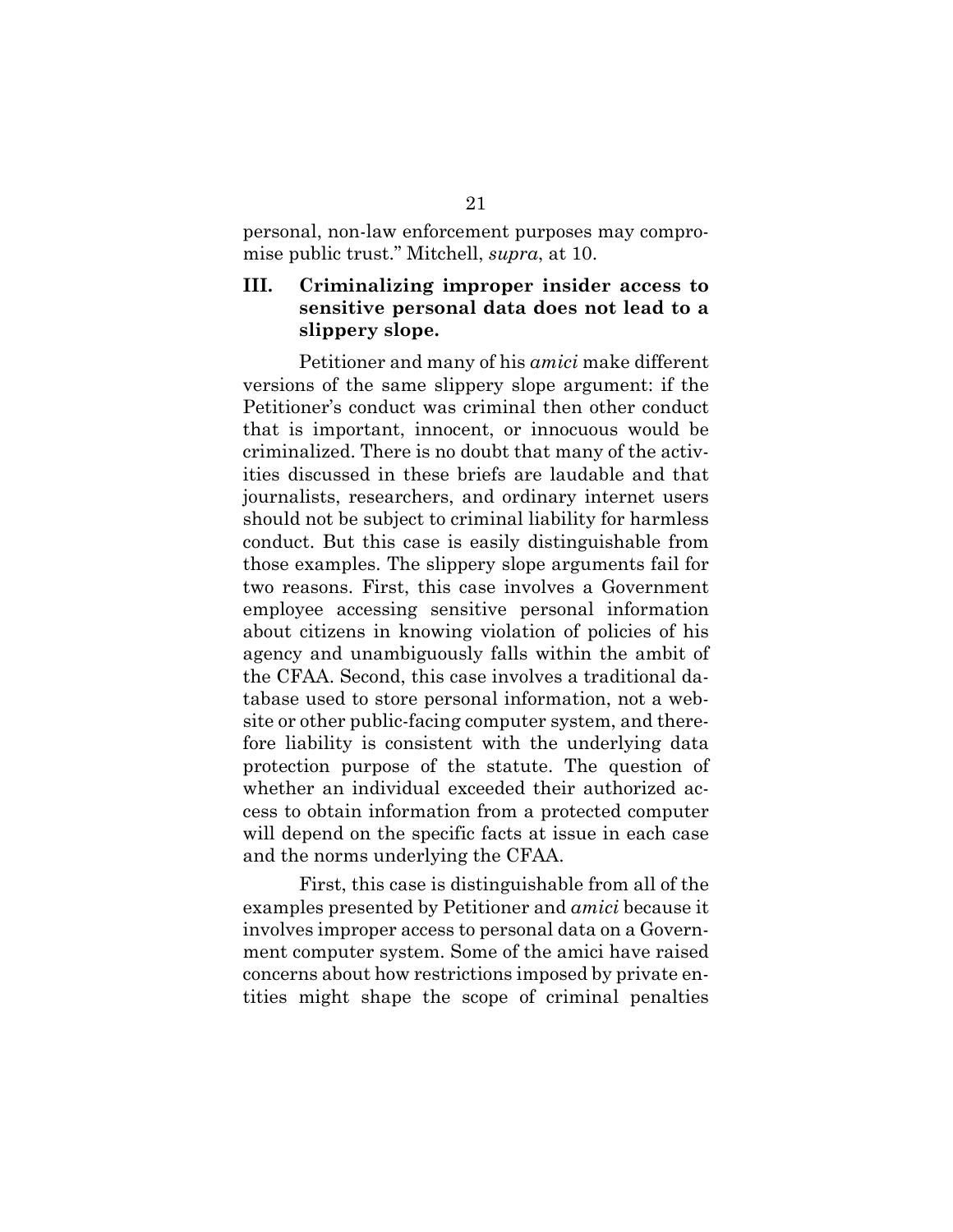personal, non-law enforcement purposes may compromise public trust." Mitchell, *supra*, at 10.

## III. Criminalizing improper insider access to sensitive personal data does not lead to a slippery slope.

Petitioner and many of his *amici* make different versions of the same slippery slope argument: if the Petitioner's conduct was criminal then other conduct that is important, innocent, or innocuous would be criminalized. There is no doubt that many of the activities discussed in these briefs are laudable and that journalists, researchers, and ordinary internet users should not be subject to criminal liability for harmless conduct. But this case is easily distinguishable from those examples. The slippery slope arguments fail for two reasons. First, this case involves a Government employee accessing sensitive personal information about citizens in knowing violation of policies of his agency and unambiguously falls within the ambit of the CFAA. Second, this case involves a traditional database used to store personal information, not a website or other public-facing computer system, and therefore liability is consistent with the underlying data protection purpose of the statute. The question of whether an individual exceeded their authorized access to obtain information from a protected computer will depend on the specific facts at issue in each case and the norms underlying the CFAA.

First, this case is distinguishable from all of the examples presented by Petitioner and *amici* because it involves improper access to personal data on a Government computer system. Some of the amici have raised concerns about how restrictions imposed by private entities might shape the scope of criminal penalties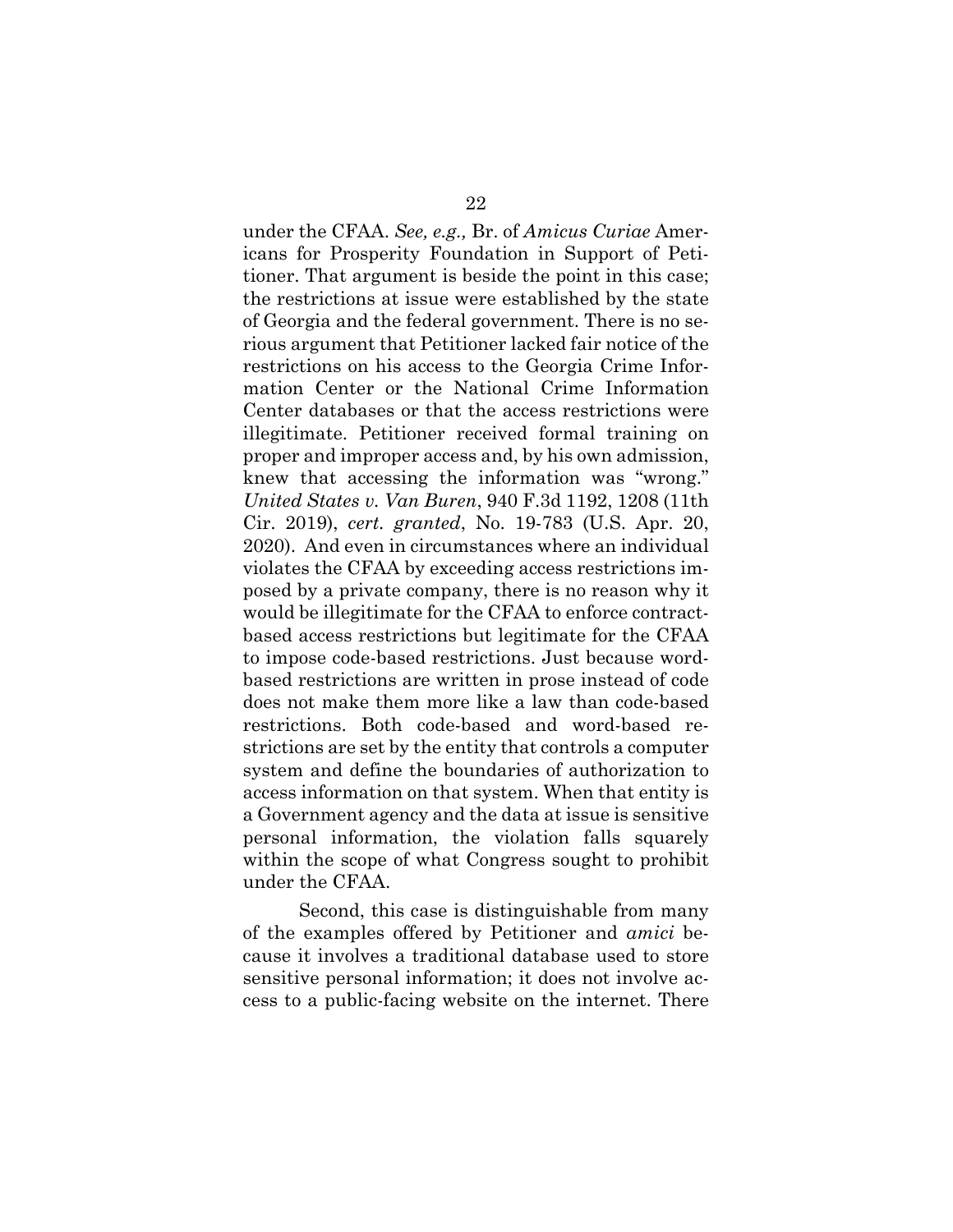under the CFAA. *See, e.g.,* Br. of *Amicus Curiae* Americans for Prosperity Foundation in Support of Petitioner. That argument is beside the point in this case; the restrictions at issue were established by the state of Georgia and the federal government. There is no serious argument that Petitioner lacked fair notice of the restrictions on his access to the Georgia Crime Information Center or the National Crime Information Center databases or that the access restrictions were illegitimate. Petitioner received formal training on proper and improper access and, by his own admission, knew that accessing the information was "wrong." *United States v. Van Buren*, 940 F.3d 1192, 1208 (11th Cir. 2019), *cert. granted*, No. 19-783 (U.S. Apr. 20, 2020). And even in circumstances where an individual violates the CFAA by exceeding access restrictions imposed by a private company, there is no reason why it would be illegitimate for the CFAA to enforce contract-based access restrictions but legitimate for the CFAA to impose code-based restrictions. Just because word-based restrictions are written in prose instead of code does not make them more like a law than code-based restrictions. Both code-based and word-based restrictions are set by the entity that controls a computer system and define the boundaries of authorization to access information on that system. When that entity is a Government agency and the data at issue is sensitive personal information, the violation falls squarely within the scope of what Congress sought to prohibit under the CFAA.

Second, this case is distinguishable from many of the examples offered by Petitioner and *amici* because it involves a traditional database used to store sensitive personal information; it does not involve access to a public-facing website on the internet. There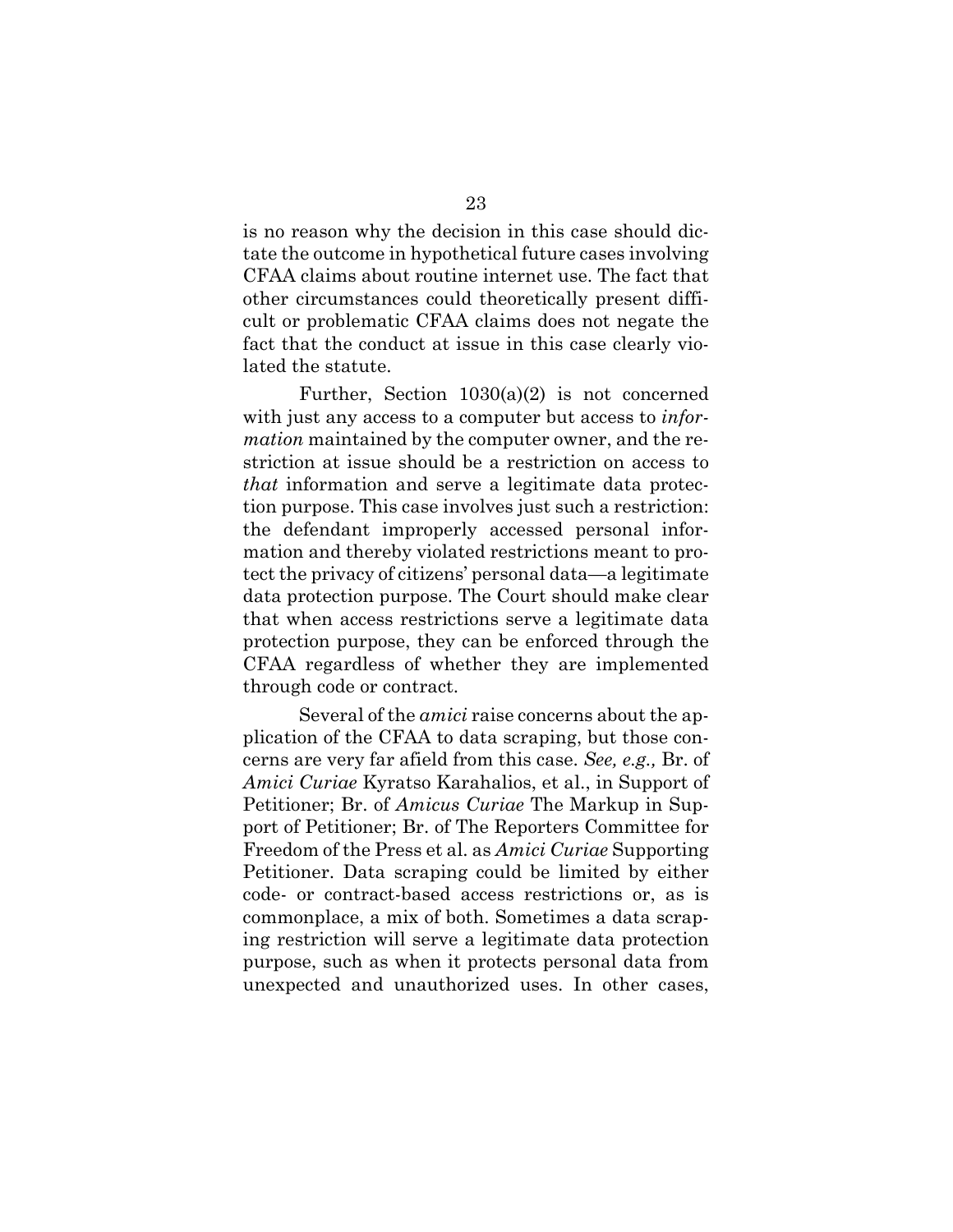is no reason why the decision in this case should dictate the outcome in hypothetical future cases involving CFAA claims about routine internet use. The fact that other circumstances could theoretically present difficult or problematic CFAA claims does not negate the fact that the conduct at issue in this case clearly violated the statute.

Further, Section 1030(a)(2) is not concerned with just any access to a computer but access to *information* maintained by the computer owner, and the restriction at issue should be a restriction on access to *that* information and serve a legitimate data protection purpose. This case involves just such a restriction: the defendant improperly accessed personal information and thereby violated restrictions meant to protect the privacy of citizens' personal data—a legitimate data protection purpose. The Court should make clear that when access restrictions serve a legitimate data protection purpose, they can be enforced through the CFAA regardless of whether they are implemented through code or contract.

Several of the *amici* raise concerns about the application of the CFAA to data scraping, but those concerns are very far afield from this case. *See, e.g.,* Br. of *Amici Curiae* Kyratso Karahalios, et al., in Support of Petitioner; Br. of *Amicus Curiae* The Markup in Support of Petitioner; Br. of The Reporters Committee for Freedom of the Press et al. as *Amici Curiae* Supporting Petitioner. Data scraping could be limited by either code- or contract-based access restrictions or, as is commonplace, a mix of both. Sometimes a data scraping restriction will serve a legitimate data protection purpose, such as when it protects personal data from unexpected and unauthorized uses. In other cases,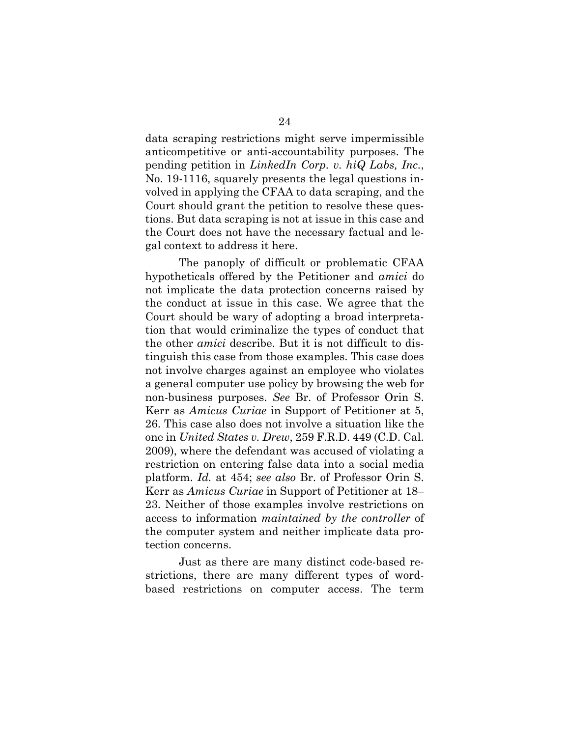data scraping restrictions might serve impermissible anticompetitive or anti-accountability purposes. The pending petition in *LinkedIn Corp. v. hiQ Labs, Inc.*, No. 19-1116, squarely presents the legal questions involved in applying the CFAA to data scraping, and the Court should grant the petition to resolve these questions. But data scraping is not at issue in this case and the Court does not have the necessary factual and legal context to address it here.

The panoply of difficult or problematic CFAA hypotheticals offered by the Petitioner and *amici* do not implicate the data protection concerns raised by the conduct at issue in this case. We agree that the Court should be wary of adopting a broad interpretation that would criminalize the types of conduct that the other *amici* describe. But it is not difficult to distinguish this case from those examples. This case does not involve charges against an employee who violates a general computer use policy by browsing the web for non-business purposes. *See* Br. of Professor Orin S. Kerr as *Amicus Curiae* in Support of Petitioner at 5, 26. This case also does not involve a situation like the one in *United States v. Drew*, 259 F.R.D. 449 (C.D. Cal. 2009), where the defendant was accused of violating a restriction on entering false data into a social media platform. *Id.* at 454; *see also* Br. of Professor Orin S. Kerr as *Amicus Curiae* in Support of Petitioner at 18–23. Neither of those examples involve restrictions on access to information *maintained by the controller* of the computer system and neither implicate data protection concerns.

Just as there are many distinct code-based restrictions, there are many different types of word-based restrictions on computer access. The term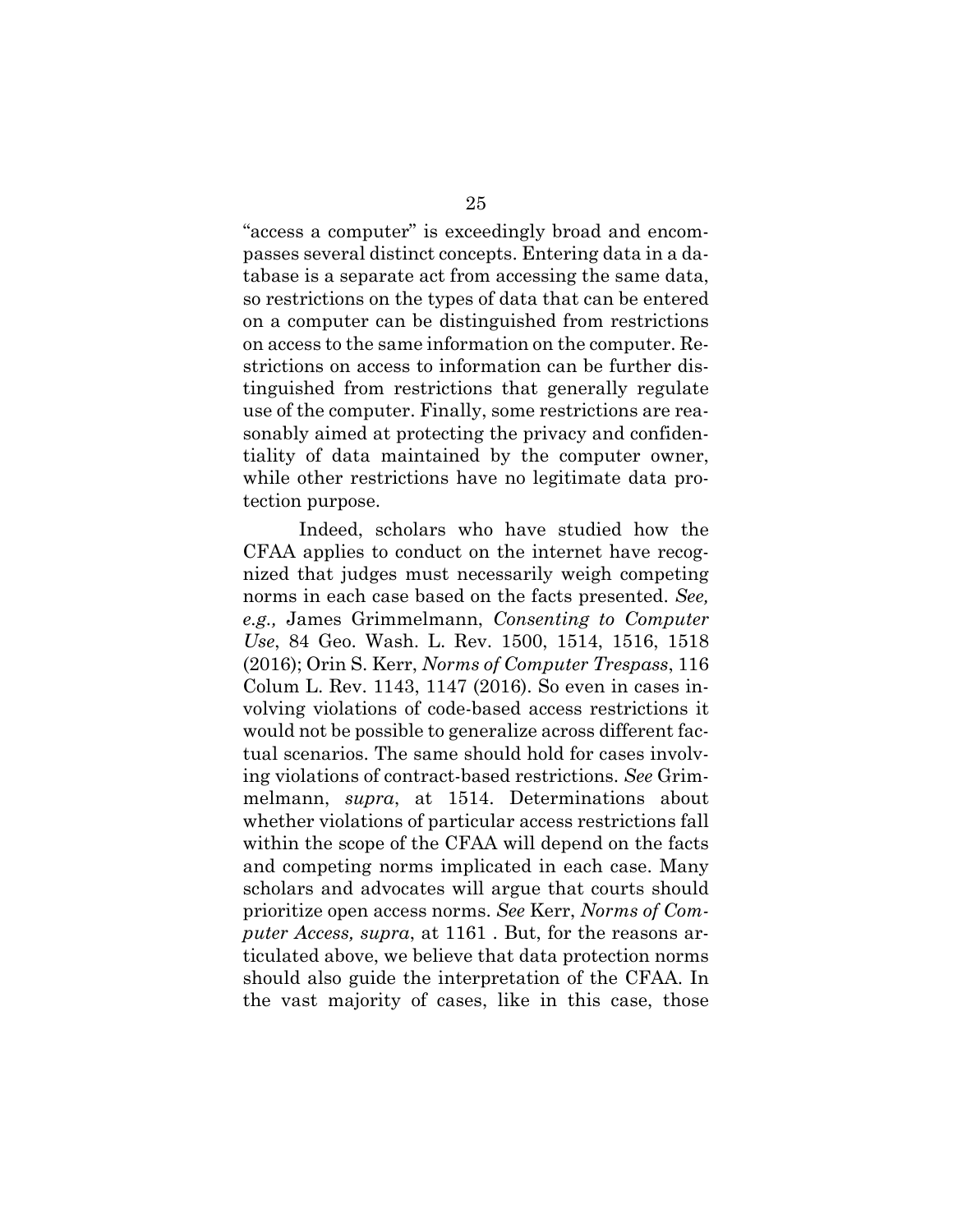"access a computer" is exceedingly broad and encompasses several distinct concepts. Entering data in a database is a separate act from accessing the same data, so restrictions on the types of data that can be entered on a computer can be distinguished from restrictions on access to the same information on the computer. Restrictions on access to information can be further distinguished from restrictions that generally regulate use of the computer. Finally, some restrictions are reasonably aimed at protecting the privacy and confidentiality of data maintained by the computer owner, while other restrictions have no legitimate data protection purpose.

Indeed, scholars who have studied how the CFAA applies to conduct on the internet have recognized that judges must necessarily weigh competing norms in each case based on the facts presented. *See, e.g.,* James Grimmelmann, *Consenting to Computer Use*, 84 Geo. Wash. L. Rev. 1500, 1514, 1516, 1518 (2016); Orin S. Kerr, *Norms of Computer Trespass*, 116 Colum L. Rev. 1143, 1147 (2016). So even in cases involving violations of code-based access restrictions it would not be possible to generalize across different factual scenarios. The same should hold for cases involving violations of contract-based restrictions. *See* Grimmelmann, *supra*, at 1514. Determinations about whether violations of particular access restrictions fall within the scope of the CFAA will depend on the facts and competing norms implicated in each case. Many scholars and advocates will argue that courts should prioritize open access norms. *See* Kerr, *Norms of Computer Access, supra*, at 1161 . But, for the reasons articulated above, we believe that data protection norms should also guide the interpretation of the CFAA. In the vast majority of cases, like in this case, those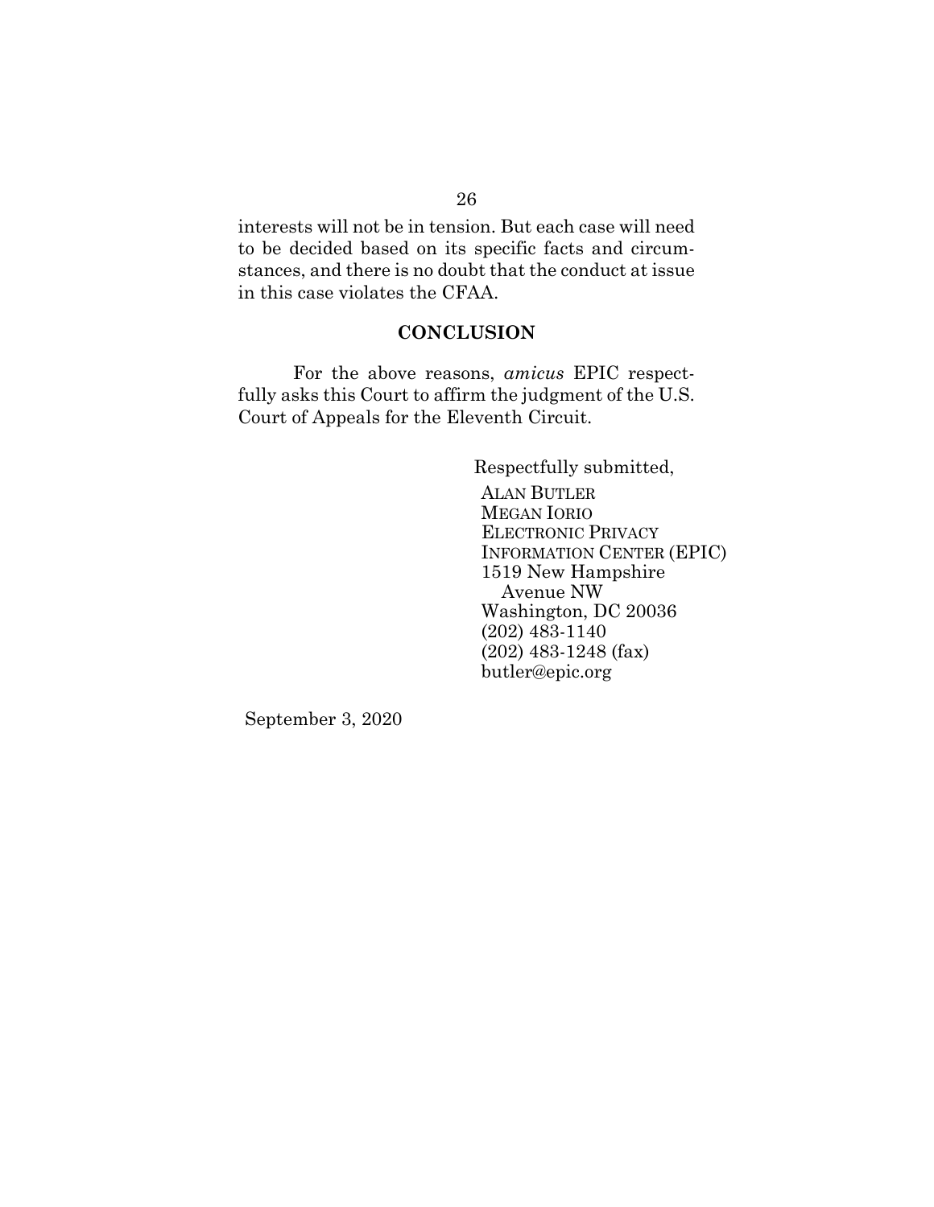interests will not be in tension. But each case will need to be decided based on its specific facts and circumstances, and there is no doubt that the conduct at issue in this case violates the CFAA.

## CONCLUSION

For the above reasons, *amicus* EPIC respectfully asks this Court to affirm the judgment of the U.S. Court of Appeals for the Eleventh Circuit.

Respectfully submitted,

ALAN BUTLER
MEGAN IORIO
ELECTRONIC PRIVACY
INFORMATION CENTER (EPIC)
1519 New Hampshire
Avenue NW
Washington, DC 20036
(202) 483-1140
(202) 483-1248 (fax)
butler@epic.org

September 3, 2020